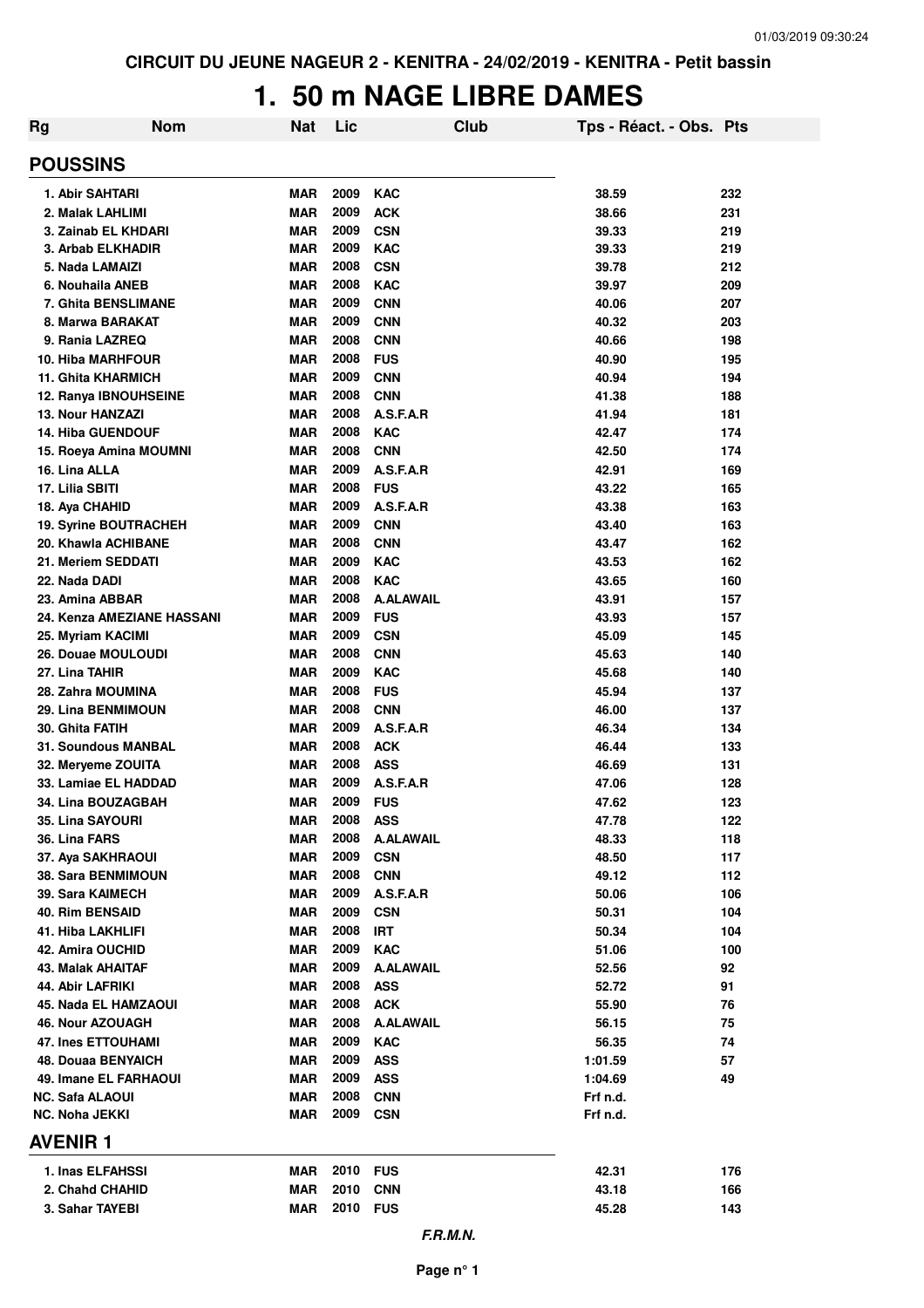CIRCUIT DU JEUNE NAGEUR 2 - KENITRA - 24/02/2019 - KENITRA - Petit bassin

# 1. 50 m NAGE LIBRE DAMES

| Rg | Nom | Nat | Lic | Club | Tps - Réact. - Obs. | Pts |
|---|---|---|---|---|---|---|
| **POUSSINS** | | | | | | |
| 1. | Abir SAHTARI | MAR | 2009 | KAC | 38.59 | 232 |
| 2. | Malak LAHLIMI | MAR | 2009 | ACK | 38.66 | 231 |
| 3. | Zainab EL KHDARI | MAR | 2009 | CSN | 39.33 | 219 |
| 3. | Arbab ELKHADIR | MAR | 2009 | KAC | 39.33 | 219 |
| 5. | Nada LAMAIZI | MAR | 2008 | CSN | 39.78 | 212 |
| 6. | Nouhaila ANEB | MAR | 2008 | KAC | 39.97 | 209 |
| 7. | Ghita BENSLIMANE | MAR | 2009 | CNN | 40.06 | 207 |
| 8. | Marwa BARAKAT | MAR | 2009 | CNN | 40.32 | 203 |
| 9. | Rania LAZREQ | MAR | 2008 | CNN | 40.66 | 198 |
| 10. | Hiba MARHFOUR | MAR | 2008 | FUS | 40.90 | 195 |
| 11. | Ghita KHARMICH | MAR | 2009 | CNN | 40.94 | 194 |
| 12. | Ranya IBNOUHSEINE | MAR | 2008 | CNN | 41.38 | 188 |
| 13. | Nour HANZAZI | MAR | 2008 | A.S.F.A.R | 41.94 | 181 |
| 14. | Hiba GUENDOUF | MAR | 2008 | KAC | 42.47 | 174 |
| 15. | Roeya Amina MOUMNI | MAR | 2008 | CNN | 42.50 | 174 |
| 16. | Lina ALLA | MAR | 2009 | A.S.F.A.R | 42.91 | 169 |
| 17. | Lilia SBITI | MAR | 2008 | FUS | 43.22 | 165 |
| 18. | Aya CHAHID | MAR | 2009 | A.S.F.A.R | 43.38 | 163 |
| 19. | Syrine BOUTRACHEH | MAR | 2009 | CNN | 43.40 | 163 |
| 20. | Khawla ACHIBANE | MAR | 2008 | CNN | 43.47 | 162 |
| 21. | Meriem SEDDATI | MAR | 2009 | KAC | 43.53 | 162 |
| 22. | Nada DADI | MAR | 2008 | KAC | 43.65 | 160 |
| 23. | Amina ABBAR | MAR | 2008 | A.ALAWAIL | 43.91 | 157 |
| 24. | Kenza AMEZIANE HASSANI | MAR | 2009 | FUS | 43.93 | 157 |
| 25. | Myriam KACIMI | MAR | 2009 | CSN | 45.09 | 145 |
| 26. | Douae MOULOUDI | MAR | 2008 | CNN | 45.63 | 140 |
| 27. | Lina TAHIR | MAR | 2009 | KAC | 45.68 | 140 |
| 28. | Zahra MOUMINA | MAR | 2008 | FUS | 45.94 | 137 |
| 29. | Lina BENMIMOUN | MAR | 2008 | CNN | 46.00 | 137 |
| 30. | Ghita FATIH | MAR | 2009 | A.S.F.A.R | 46.34 | 134 |
| 31. | Soundous MANBAL | MAR | 2008 | ACK | 46.44 | 133 |
| 32. | Meryeme ZOUITA | MAR | 2008 | ASS | 46.69 | 131 |
| 33. | Lamiae EL HADDAD | MAR | 2009 | A.S.F.A.R | 47.06 | 128 |
| 34. | Lina BOUZAGBAH | MAR | 2009 | FUS | 47.62 | 123 |
| 35. | Lina SAYOURI | MAR | 2008 | ASS | 47.78 | 122 |
| 36. | Lina FARS | MAR | 2008 | A.ALAWAIL | 48.33 | 118 |
| 37. | Aya SAKHRAOUI | MAR | 2009 | CSN | 48.50 | 117 |
| 38. | Sara BENMIMOUN | MAR | 2008 | CNN | 49.12 | 112 |
| 39. | Sara KAIMECH | MAR | 2009 | A.S.F.A.R | 50.06 | 106 |
| 40. | Rim BENSAID | MAR | 2009 | CSN | 50.31 | 104 |
| 41. | Hiba LAKHLIFI | MAR | 2008 | IRT | 50.34 | 104 |
| 42. | Amira OUCHID | MAR | 2009 | KAC | 51.06 | 100 |
| 43. | Malak AHAITAF | MAR | 2009 | A.ALAWAIL | 52.56 | 92 |
| 44. | Abir LAFRIKI | MAR | 2008 | ASS | 52.72 | 91 |
| 45. | Nada EL HAMZAOUI | MAR | 2008 | ACK | 55.90 | 76 |
| 46. | Nour AZOUAGH | MAR | 2008 | A.ALAWAIL | 56.15 | 75 |
| 47. | Ines ETTOUHAMI | MAR | 2009 | KAC | 56.35 | 74 |
| 48. | Douaa BENYAICH | MAR | 2009 | ASS | 1:01.59 | 57 |
| 49. | Imane EL FARHAOUI | MAR | 2009 | ASS | 1:04.69 | 49 |
| NC. | Safa ALAOUI | MAR | 2008 | CNN | Frf n.d. | |
| NC. | Noha JEKKI | MAR | 2009 | CSN | Frf n.d. | |
| **AVENIR 1** | | | | | | |
| 1. | Inas ELFAHSSI | MAR | 2010 | FUS | 42.31 | 176 |
| 2. | Chahd CHAHID | MAR | 2010 | CNN | 43.18 | 166 |
| 3. | Sahar TAYEBI | MAR | 2010 | FUS | 45.28 | 143 |

*F.R.M.N.*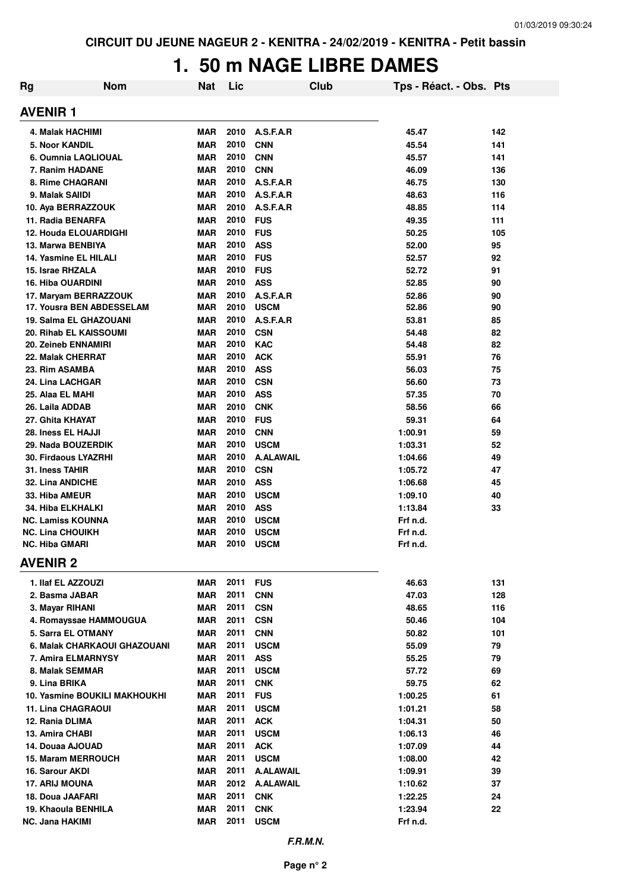CIRCUIT DU JEUNE NAGEUR 2 - KENITRA - 24/02/2019 - KENITRA - Petit bassin

# 1. 50 m NAGE LIBRE DAMES

| Rg | Nom | Nat | Lic | Club | Tps - Réact. - Obs. | Pts |
|---|---|---|---|---|---|---|

## AVENIR 1

| Rg | Nom | Nat | Lic | Club | Tps - Réact. - Obs. | Pts |
|---|---|---|---|---|---|---|
| 4. | Malak HACHIMI | MAR | 2010 | A.S.F.A.R | 45.47 | 142 |
| 5. | Noor KANDIL | MAR | 2010 | CNN | 45.54 | 141 |
| 6. | Oumnia LAQLIOUAL | MAR | 2010 | CNN | 45.57 | 141 |
| 7. | Ranim HADANE | MAR | 2010 | CNN | 46.09 | 136 |
| 8. | Rime CHAQRANI | MAR | 2010 | A.S.F.A.R | 46.75 | 130 |
| 9. | Malak SAIIDI | MAR | 2010 | A.S.F.A.R | 48.63 | 116 |
| 10. | Aya BERRAZZOUK | MAR | 2010 | A.S.F.A.R | 48.85 | 114 |
| 11. | Radia BENARFA | MAR | 2010 | FUS | 49.35 | 111 |
| 12. | Houda ELOUARDIGHI | MAR | 2010 | FUS | 50.25 | 105 |
| 13. | Marwa BENBIYA | MAR | 2010 | ASS | 52.00 | 95 |
| 14. | Yasmine EL HILALI | MAR | 2010 | FUS | 52.57 | 92 |
| 15. | Israe RHZALA | MAR | 2010 | FUS | 52.72 | 91 |
| 16. | Hiba OUARDINI | MAR | 2010 | ASS | 52.85 | 90 |
| 17. | Maryam BERRAZZOUK | MAR | 2010 | A.S.F.A.R | 52.86 | 90 |
| 17. | Yousra BEN ABDESSELAM | MAR | 2010 | USCM | 52.86 | 90 |
| 19. | Salma EL GHAZOUANI | MAR | 2010 | A.S.F.A.R | 53.81 | 85 |
| 20. | Rihab EL KAISSOUMI | MAR | 2010 | CSN | 54.48 | 82 |
| 20. | Zeineb ENNAMIRI | MAR | 2010 | KAC | 54.48 | 82 |
| 22. | Malak CHERRAT | MAR | 2010 | ACK | 55.91 | 76 |
| 23. | Rim ASAMBA | MAR | 2010 | ASS | 56.03 | 75 |
| 24. | Lina LACHGAR | MAR | 2010 | CSN | 56.60 | 73 |
| 25. | Alaa EL MAHI | MAR | 2010 | ASS | 57.35 | 70 |
| 26. | Laila ADDAB | MAR | 2010 | CNK | 58.56 | 66 |
| 27. | Ghita KHAYAT | MAR | 2010 | FUS | 59.31 | 64 |
| 28. | Iness EL HAJJI | MAR | 2010 | CNN | 1:00.91 | 59 |
| 29. | Nada BOUZERDIK | MAR | 2010 | USCM | 1:03.31 | 52 |
| 30. | Firdaous LYAZRHI | MAR | 2010 | A.ALAWAIL | 1:04.66 | 49 |
| 31. | Iness TAHIR | MAR | 2010 | CSN | 1:05.72 | 47 |
| 32. | Lina ANDICHE | MAR | 2010 | ASS | 1:06.68 | 45 |
| 33. | Hiba AMEUR | MAR | 2010 | USCM | 1:09.10 | 40 |
| 34. | Hiba ELKHALKI | MAR | 2010 | ASS | 1:13.84 | 33 |
| NC. | Lamiss KOUNNA | MAR | 2010 | USCM | Frf n.d. | |
| NC. | Lina CHOUIKH | MAR | 2010 | USCM | Frf n.d. | |
| NC. | Hiba GMARI | MAR | 2010 | USCM | Frf n.d. | |

## AVENIR 2

| Rg | Nom | Nat | Lic | Club | Tps - Réact. - Obs. | Pts |
|---|---|---|---|---|---|---|
| 1. | Ilaf EL AZZOUZI | MAR | 2011 | FUS | 46.63 | 131 |
| 2. | Basma JABAR | MAR | 2011 | CNN | 47.03 | 128 |
| 3. | Mayar RIHANI | MAR | 2011 | CSN | 48.65 | 116 |
| 4. | Romayssae HAMMOUGUA | MAR | 2011 | CSN | 50.46 | 104 |
| 5. | Sarra EL OTMANY | MAR | 2011 | CNN | 50.82 | 101 |
| 6. | Malak CHARKAOUI GHAZOUANI | MAR | 2011 | USCM | 55.09 | 79 |
| 7. | Amira ELMARNYSY | MAR | 2011 | ASS | 55.25 | 79 |
| 8. | Malak SEMMAR | MAR | 2011 | USCM | 57.72 | 69 |
| 9. | Lina BRIKA | MAR | 2011 | CNK | 59.75 | 62 |
| 10. | Yasmine BOUKILI MAKHOUKHI | MAR | 2011 | FUS | 1:00.25 | 61 |
| 11. | Lina CHAGRAOUI | MAR | 2011 | USCM | 1:01.21 | 58 |
| 12. | Rania DLIMA | MAR | 2011 | ACK | 1:04.31 | 50 |
| 13. | Amira CHABI | MAR | 2011 | USCM | 1:06.13 | 46 |
| 14. | Douaa AJOUAD | MAR | 2011 | ACK | 1:07.09 | 44 |
| 15. | Maram MERROUCH | MAR | 2011 | USCM | 1:08.00 | 42 |
| 16. | Sarour AKDI | MAR | 2011 | A.ALAWAIL | 1:09.91 | 39 |
| 17. | ARIJ MOUNA | MAR | 2012 | A.ALAWAIL | 1:10.62 | 37 |
| 18. | Doua JAAFARI | MAR | 2011 | CNK | 1:22.25 | 24 |
| 19. | Khaoula BENHILA | MAR | 2011 | CNK | 1:23.94 | 22 |
| NC. | Jana HAKIMI | MAR | 2011 | USCM | Frf n.d. | |

*F.R.M.N.*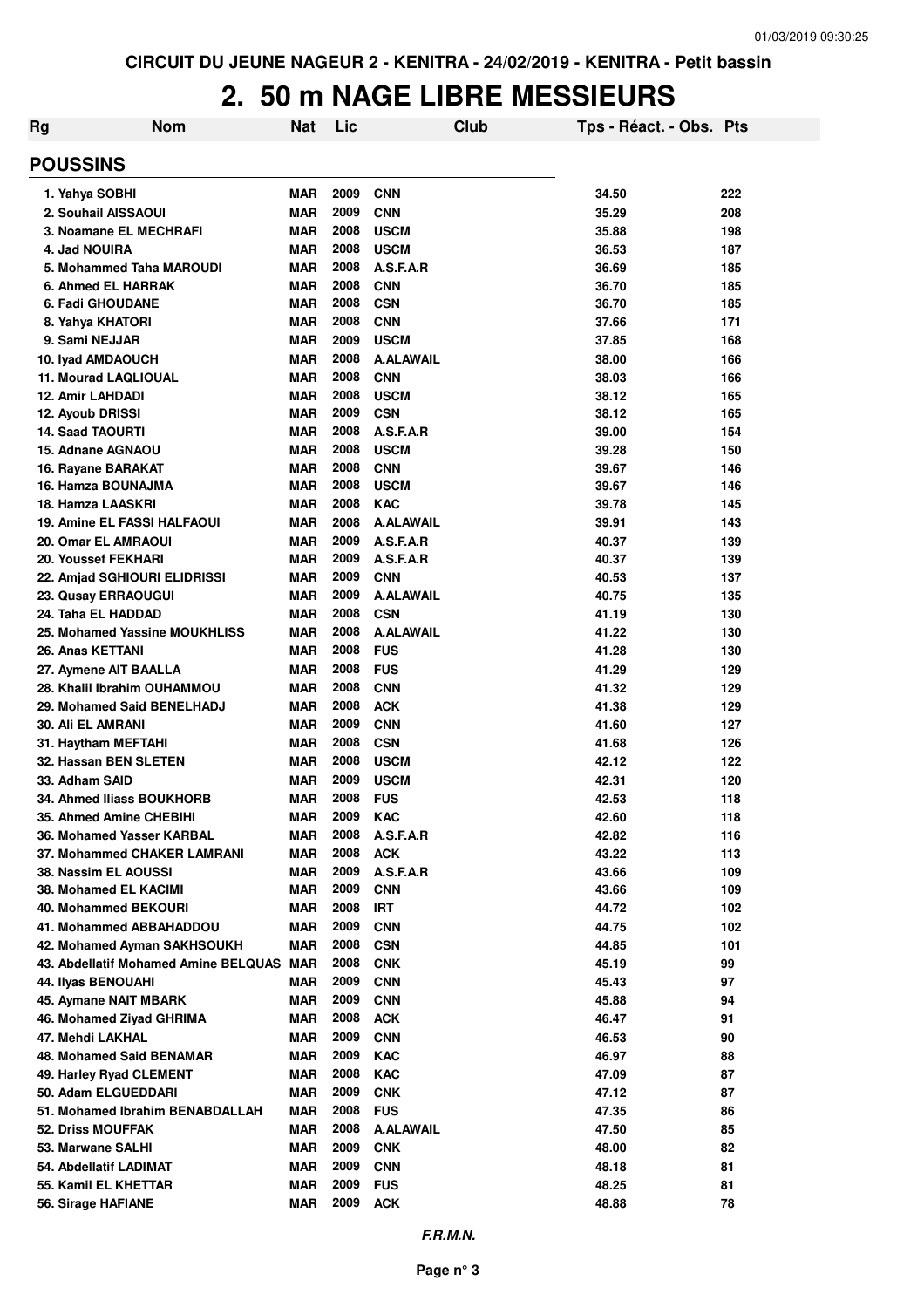CIRCUIT DU JEUNE NAGEUR 2 - KENITRA - 24/02/2019 - KENITRA - Petit bassin

# 2. 50 m NAGE LIBRE MESSIEURS

## POUSSINS

| Rg | Nom | Nat | Lic | Club | Tps - Réact. - Obs. | Pts |
|---|---|---|---|---|---|---|
| 1. | Yahya SOBHI | MAR | 2009 | CNN | 34.50 | 222 |
| 2. | Souhail AISSAOUI | MAR | 2009 | CNN | 35.29 | 208 |
| 3. | Noamane EL MECHRAFI | MAR | 2008 | USCM | 35.88 | 198 |
| 4. | Jad NOUIRA | MAR | 2008 | USCM | 36.53 | 187 |
| 5. | Mohammed Taha MAROUDI | MAR | 2008 | A.S.F.A.R | 36.69 | 185 |
| 6. | Ahmed EL HARRAK | MAR | 2008 | CNN | 36.70 | 185 |
| 6. | Fadi GHOUDANE | MAR | 2008 | CSN | 36.70 | 185 |
| 8. | Yahya KHATORI | MAR | 2008 | CNN | 37.66 | 171 |
| 9. | Sami NEJJAR | MAR | 2009 | USCM | 37.85 | 168 |
| 10. | Iyad AMDAOUCH | MAR | 2008 | A.ALAWAIL | 38.00 | 166 |
| 11. | Mourad LAQLIOUAL | MAR | 2008 | CNN | 38.03 | 166 |
| 12. | Amir LAHDADI | MAR | 2008 | USCM | 38.12 | 165 |
| 12. | Ayoub DRISSI | MAR | 2009 | CSN | 38.12 | 165 |
| 14. | Saad TAOURTI | MAR | 2008 | A.S.F.A.R | 39.00 | 154 |
| 15. | Adnane AGNAOU | MAR | 2008 | USCM | 39.28 | 150 |
| 16. | Rayane BARAKAT | MAR | 2008 | CNN | 39.67 | 146 |
| 16. | Hamza BOUNAJMA | MAR | 2008 | USCM | 39.67 | 146 |
| 18. | Hamza LAASKRI | MAR | 2008 | KAC | 39.78 | 145 |
| 19. | Amine EL FASSI HALFAOUI | MAR | 2008 | A.ALAWAIL | 39.91 | 143 |
| 20. | Omar EL AMRAOUI | MAR | 2009 | A.S.F.A.R | 40.37 | 139 |
| 20. | Youssef FEKHARI | MAR | 2009 | A.S.F.A.R | 40.37 | 139 |
| 22. | Amjad SGHIOURI ELIDRISSI | MAR | 2009 | CNN | 40.53 | 137 |
| 23. | Qusay ERRAOUGUI | MAR | 2009 | A.ALAWAIL | 40.75 | 135 |
| 24. | Taha EL HADDAD | MAR | 2008 | CSN | 41.19 | 130 |
| 25. | Mohamed Yassine MOUKHLISS | MAR | 2008 | A.ALAWAIL | 41.22 | 130 |
| 26. | Anas KETTANI | MAR | 2008 | FUS | 41.28 | 130 |
| 27. | Aymene AIT BAALLA | MAR | 2008 | FUS | 41.29 | 129 |
| 28. | Khalil Ibrahim OUHAMMOU | MAR | 2008 | CNN | 41.32 | 129 |
| 29. | Mohamed Said BENELHADJ | MAR | 2008 | ACK | 41.38 | 129 |
| 30. | Ali EL AMRANI | MAR | 2009 | CNN | 41.60 | 127 |
| 31. | Haytham MEFTAHI | MAR | 2008 | CSN | 41.68 | 126 |
| 32. | Hassan BEN SLETEN | MAR | 2008 | USCM | 42.12 | 122 |
| 33. | Adham SAID | MAR | 2009 | USCM | 42.31 | 120 |
| 34. | Ahmed Iliass BOUKHORB | MAR | 2008 | FUS | 42.53 | 118 |
| 35. | Ahmed Amine CHEBIHI | MAR | 2009 | KAC | 42.60 | 118 |
| 36. | Mohamed Yasser KARBAL | MAR | 2008 | A.S.F.A.R | 42.82 | 116 |
| 37. | Mohammed CHAKER LAMRANI | MAR | 2008 | ACK | 43.22 | 113 |
| 38. | Nassim EL AOUSSI | MAR | 2009 | A.S.F.A.R | 43.66 | 109 |
| 38. | Mohamed EL KACIMI | MAR | 2009 | CNN | 43.66 | 109 |
| 40. | Mohammed BEKOURI | MAR | 2008 | IRT | 44.72 | 102 |
| 41. | Mohammed ABBAHADDOU | MAR | 2009 | CNN | 44.75 | 102 |
| 42. | Mohamed Ayman SAKHSOUKH | MAR | 2008 | CSN | 44.85 | 101 |
| 43. | Abdellatif Mohamed Amine BELQUAS | MAR | 2008 | CNK | 45.19 | 99 |
| 44. | Ilyas BENOUAHI | MAR | 2009 | CNN | 45.43 | 97 |
| 45. | Aymane NAIT MBARK | MAR | 2009 | CNN | 45.88 | 94 |
| 46. | Mohamed Ziyad GHRIMA | MAR | 2008 | ACK | 46.47 | 91 |
| 47. | Mehdi LAKHAL | MAR | 2009 | CNN | 46.53 | 90 |
| 48. | Mohamed Said BENAMAR | MAR | 2009 | KAC | 46.97 | 88 |
| 49. | Harley Ryad CLEMENT | MAR | 2008 | KAC | 47.09 | 87 |
| 50. | Adam ELGUEDDARI | MAR | 2009 | CNK | 47.12 | 87 |
| 51. | Mohamed Ibrahim BENABDALLAH | MAR | 2008 | FUS | 47.35 | 86 |
| 52. | Driss MOUFFAK | MAR | 2008 | A.ALAWAIL | 47.50 | 85 |
| 53. | Marwane SALHI | MAR | 2009 | CNK | 48.00 | 82 |
| 54. | Abdellatif LADIMAT | MAR | 2009 | CNN | 48.18 | 81 |
| 55. | Kamil EL KHETTAR | MAR | 2009 | FUS | 48.25 | 81 |
| 56. | Sirage HAFIANE | MAR | 2009 | ACK | 48.88 | 78 |

*F.R.M.N.*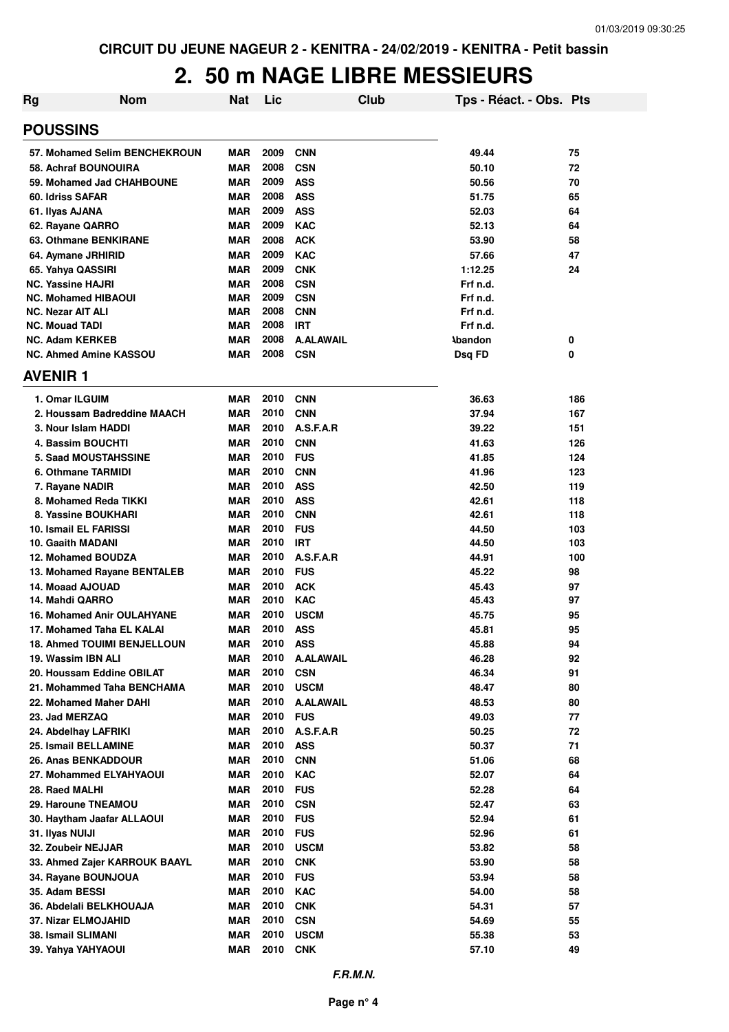CIRCUIT DU JEUNE NAGEUR 2 - KENITRA - 24/02/2019 - KENITRA - Petit bassin

# 2. 50 m NAGE LIBRE MESSIEURS

| Rg | Nom | Nat | Lic | Club | Tps - Réact. - Obs. | Pts |
|---|---|---|---|---|---|---|
| **POUSSINS** | | | | | | |
| 57. | Mohamed Selim BENCHEKROUN | MAR | 2009 | CNN | 49.44 | 75 |
| 58. | Achraf BOUNOUIRA | MAR | 2008 | CSN | 50.10 | 72 |
| 59. | Mohamed Jad CHAHBOUNE | MAR | 2009 | ASS | 50.56 | 70 |
| 60. | Idriss SAFAR | MAR | 2008 | ASS | 51.75 | 65 |
| 61. | Ilyas AJANA | MAR | 2009 | ASS | 52.03 | 64 |
| 62. | Rayane QARRO | MAR | 2009 | KAC | 52.13 | 64 |
| 63. | Othmane BENKIRANE | MAR | 2008 | ACK | 53.90 | 58 |
| 64. | Aymane JRHIRID | MAR | 2009 | KAC | 57.66 | 47 |
| 65. | Yahya QASSIRI | MAR | 2009 | CNK | 1:12.25 | 24 |
| NC. | Yassine HAJRI | MAR | 2008 | CSN | Frf n.d. | |
| NC. | Mohamed HIBAOUI | MAR | 2009 | CSN | Frf n.d. | |
| NC. | Nezar AIT ALI | MAR | 2008 | CNN | Frf n.d. | |
| NC. | Mouad TADI | MAR | 2008 | IRT | Frf n.d. | |
| NC. | Adam KERKEB | MAR | 2008 | A.ALAWAIL | Abandon | 0 |
| NC. | Ahmed Amine KASSOU | MAR | 2008 | CSN | Dsq FD | 0 |
| **AVENIR 1** | | | | | | |
| 1. | Omar ILGUIM | MAR | 2010 | CNN | 36.63 | 186 |
| 2. | Houssam Badreddine MAACH | MAR | 2010 | CNN | 37.94 | 167 |
| 3. | Nour Islam HADDI | MAR | 2010 | A.S.F.A.R | 39.22 | 151 |
| 4. | Bassim BOUCHTI | MAR | 2010 | CNN | 41.63 | 126 |
| 5. | Saad MOUSTAHSSINE | MAR | 2010 | FUS | 41.85 | 124 |
| 6. | Othmane TARMIDI | MAR | 2010 | CNN | 41.96 | 123 |
| 7. | Rayane NADIR | MAR | 2010 | ASS | 42.50 | 119 |
| 8. | Mohamed Reda TIKKI | MAR | 2010 | ASS | 42.61 | 118 |
| 8. | Yassine BOUKHARI | MAR | 2010 | CNN | 42.61 | 118 |
| 10. | Ismail EL FARISSI | MAR | 2010 | FUS | 44.50 | 103 |
| 10. | Gaaith MADANI | MAR | 2010 | IRT | 44.50 | 103 |
| 12. | Mohamed BOUDZA | MAR | 2010 | A.S.F.A.R | 44.91 | 100 |
| 13. | Mohamed Rayane BENTALEB | MAR | 2010 | FUS | 45.22 | 98 |
| 14. | Moaad AJOUAD | MAR | 2010 | ACK | 45.43 | 97 |
| 14. | Mahdi QARRO | MAR | 2010 | KAC | 45.43 | 97 |
| 16. | Mohamed Anir OULAHYANE | MAR | 2010 | USCM | 45.75 | 95 |
| 17. | Mohamed Taha EL KALAI | MAR | 2010 | ASS | 45.81 | 95 |
| 18. | Ahmed TOUIMI BENJELLOUN | MAR | 2010 | ASS | 45.88 | 94 |
| 19. | Wassim IBN ALI | MAR | 2010 | A.ALAWAIL | 46.28 | 92 |
| 20. | Houssam Eddine OBILAT | MAR | 2010 | CSN | 46.34 | 91 |
| 21. | Mohammed Taha BENCHAMA | MAR | 2010 | USCM | 48.47 | 80 |
| 22. | Mohamed Maher DAHI | MAR | 2010 | A.ALAWAIL | 48.53 | 80 |
| 23. | Jad MERZAQ | MAR | 2010 | FUS | 49.03 | 77 |
| 24. | Abdelhay LAFRIKI | MAR | 2010 | A.S.F.A.R | 50.25 | 72 |
| 25. | Ismail BELLAMINE | MAR | 2010 | ASS | 50.37 | 71 |
| 26. | Anas BENKADDOUR | MAR | 2010 | CNN | 51.06 | 68 |
| 27. | Mohammed ELYAHYAOUI | MAR | 2010 | KAC | 52.07 | 64 |
| 28. | Raed MALHI | MAR | 2010 | FUS | 52.28 | 64 |
| 29. | Haroune TNEAMOU | MAR | 2010 | CSN | 52.47 | 63 |
| 30. | Haytham Jaafar ALLAOUI | MAR | 2010 | FUS | 52.94 | 61 |
| 31. | Ilyas NUIJI | MAR | 2010 | FUS | 52.96 | 61 |
| 32. | Zoubeir NEJJAR | MAR | 2010 | USCM | 53.82 | 58 |
| 33. | Ahmed Zajer KARROUK BAAYL | MAR | 2010 | CNK | 53.90 | 58 |
| 34. | Rayane BOUNJOUA | MAR | 2010 | FUS | 53.94 | 58 |
| 35. | Adam BESSI | MAR | 2010 | KAC | 54.00 | 58 |
| 36. | Abdelali BELKHOUAJA | MAR | 2010 | CNK | 54.31 | 57 |
| 37. | Nizar ELMOJAHID | MAR | 2010 | CSN | 54.69 | 55 |
| 38. | Ismail SLIMANI | MAR | 2010 | USCM | 55.38 | 53 |
| 39. | Yahya YAHYAOUI | MAR | 2010 | CNK | 57.10 | 49 |

*F.R.M.N.*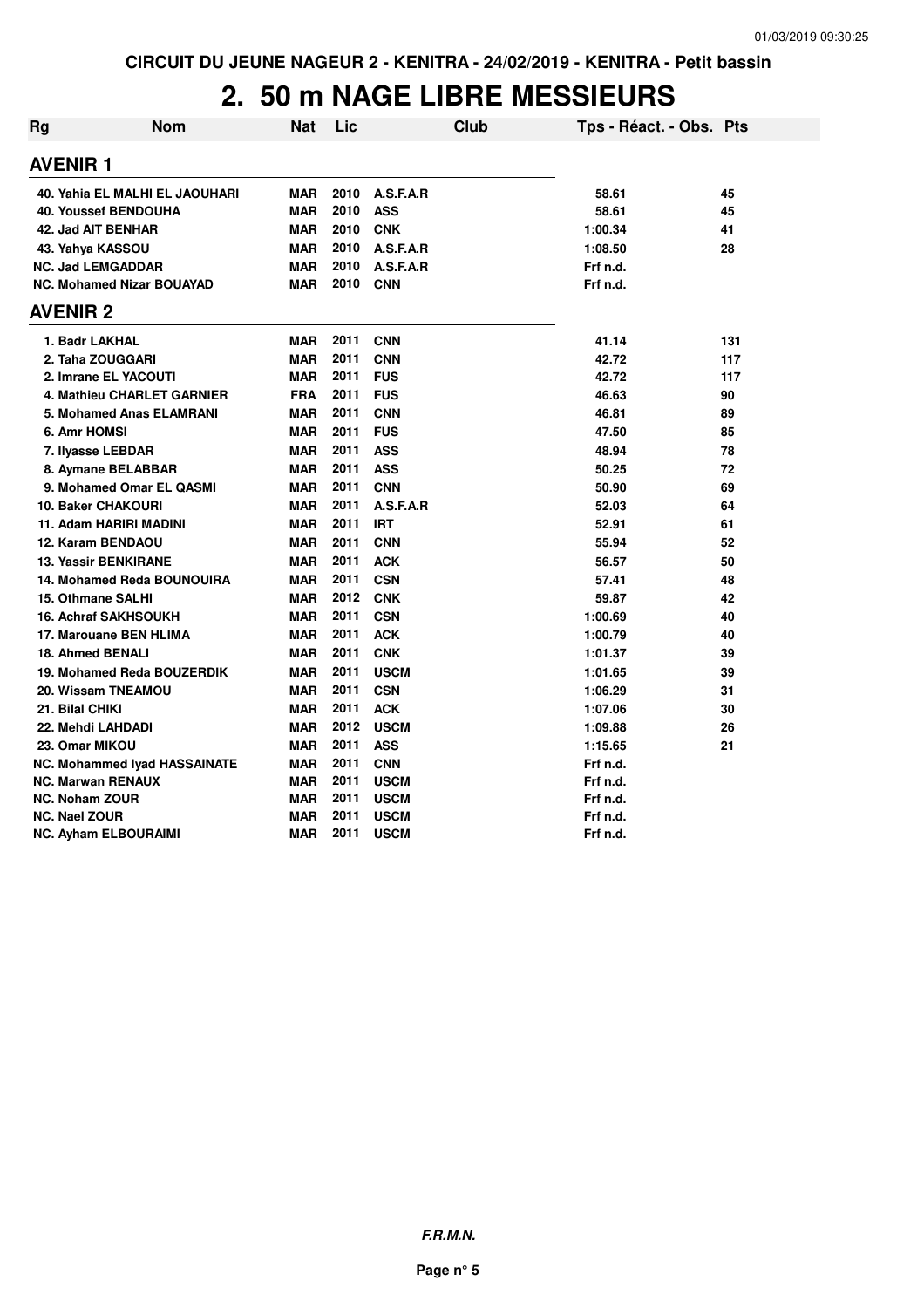CIRCUIT DU JEUNE NAGEUR 2 - KENITRA - 24/02/2019 - KENITRA - Petit bassin

# 2. 50 m NAGE LIBRE MESSIEURS

| Rg | Nom | Nat | Lic | Club | Tps - Réact. - Obs. | Pts |
|---|---|---|---|---|---|---|
| **AVENIR 1** | | | | | | |
| 40. | Yahia EL MALHI EL JAOUHARI | MAR | 2010 | A.S.F.A.R | 58.61 | 45 |
| 40. | Youssef BENDOUHA | MAR | 2010 | ASS | 58.61 | 45 |
| 42. | Jad AIT BENHAR | MAR | 2010 | CNK | 1:00.34 | 41 |
| 43. | Yahya KASSOU | MAR | 2010 | A.S.F.A.R | 1:08.50 | 28 |
| NC. | Jad LEMGADDAR | MAR | 2010 | A.S.F.A.R | Frf n.d. | |
| NC. | Mohamed Nizar BOUAYAD | MAR | 2010 | CNN | Frf n.d. | |
| **AVENIR 2** | | | | | | |
| 1. | Badr LAKHAL | MAR | 2011 | CNN | 41.14 | 131 |
| 2. | Taha ZOUGGARI | MAR | 2011 | CNN | 42.72 | 117 |
| 2. | Imrane EL YACOUTI | MAR | 2011 | FUS | 42.72 | 117 |
| 4. | Mathieu CHARLET GARNIER | FRA | 2011 | FUS | 46.63 | 90 |
| 5. | Mohamed Anas ELAMRANI | MAR | 2011 | CNN | 46.81 | 89 |
| 6. | Amr HOMSI | MAR | 2011 | FUS | 47.50 | 85 |
| 7. | Ilyasse LEBDAR | MAR | 2011 | ASS | 48.94 | 78 |
| 8. | Aymane BELABBAR | MAR | 2011 | ASS | 50.25 | 72 |
| 9. | Mohamed Omar EL QASMI | MAR | 2011 | CNN | 50.90 | 69 |
| 10. | Baker CHAKOURI | MAR | 2011 | A.S.F.A.R | 52.03 | 64 |
| 11. | Adam HARIRI MADINI | MAR | 2011 | IRT | 52.91 | 61 |
| 12. | Karam BENDAOU | MAR | 2011 | CNN | 55.94 | 52 |
| 13. | Yassir BENKIRANE | MAR | 2011 | ACK | 56.57 | 50 |
| 14. | Mohamed Reda BOUNOUIRA | MAR | 2011 | CSN | 57.41 | 48 |
| 15. | Othmane SALHI | MAR | 2012 | CNK | 59.87 | 42 |
| 16. | Achraf SAKHSOUKH | MAR | 2011 | CSN | 1:00.69 | 40 |
| 17. | Marouane BEN HLIMA | MAR | 2011 | ACK | 1:00.79 | 40 |
| 18. | Ahmed BENALI | MAR | 2011 | CNK | 1:01.37 | 39 |
| 19. | Mohamed Reda BOUZERDIK | MAR | 2011 | USCM | 1:01.65 | 39 |
| 20. | Wissam TNEAMOU | MAR | 2011 | CSN | 1:06.29 | 31 |
| 21. | Bilal CHIKI | MAR | 2011 | ACK | 1:07.06 | 30 |
| 22. | Mehdi LAHDADI | MAR | 2012 | USCM | 1:09.88 | 26 |
| 23. | Omar MIKOU | MAR | 2011 | ASS | 1:15.65 | 21 |
| NC. | Mohammed Iyad HASSAINATE | MAR | 2011 | CNN | Frf n.d. | |
| NC. | Marwan RENAUX | MAR | 2011 | USCM | Frf n.d. | |
| NC. | Noham ZOUR | MAR | 2011 | USCM | Frf n.d. | |
| NC. | Nael ZOUR | MAR | 2011 | USCM | Frf n.d. | |
| NC. | Ayham ELBOURAIMI | MAR | 2011 | USCM | Frf n.d. | |

***F.R.M.N.***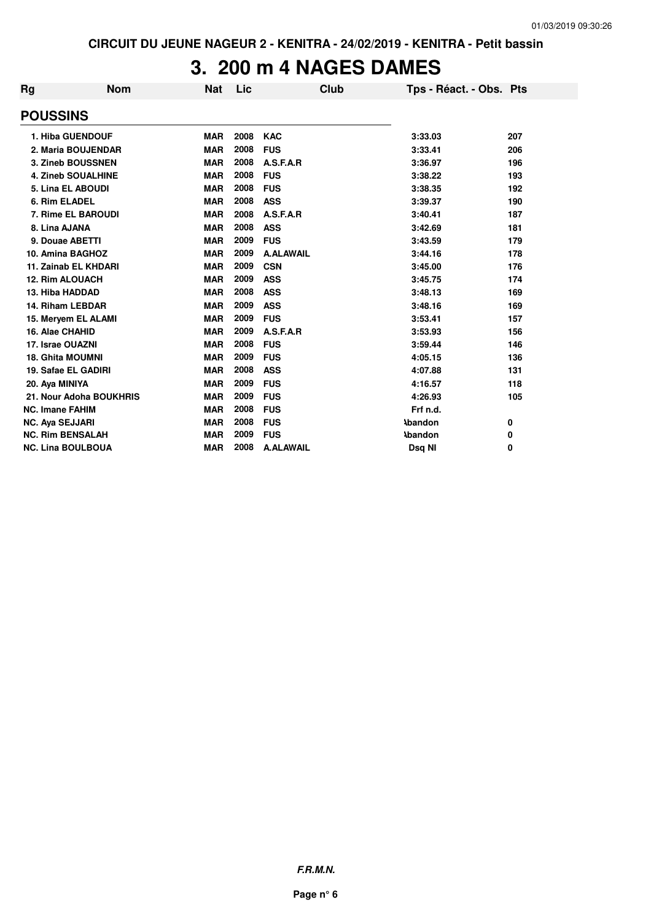CIRCUIT DU JEUNE NAGEUR 2 - KENITRA - 24/02/2019 - KENITRA - Petit bassin

# 3. 200 m 4 NAGES DAMES

| Rg | Nom | Nat | Lic | Club | Tps - Réact. - Obs. | Pts |
|---|---|---|---|---|---|---|
| **POUSSINS** | | | | | | |
| 1. Hiba GUENDOUF | | MAR | 2008 | KAC | 3:33.03 | 207 |
| 2. Maria BOUJENDAR | | MAR | 2008 | FUS | 3:33.41 | 206 |
| 3. Zineb BOUSSNEN | | MAR | 2008 | A.S.F.A.R | 3:36.97 | 196 |
| 4. Zineb SOUALHINE | | MAR | 2008 | FUS | 3:38.22 | 193 |
| 5. Lina EL ABOUDI | | MAR | 2008 | FUS | 3:38.35 | 192 |
| 6. Rim ELADEL | | MAR | 2008 | ASS | 3:39.37 | 190 |
| 7. Rime EL BAROUDI | | MAR | 2008 | A.S.F.A.R | 3:40.41 | 187 |
| 8. Lina AJANA | | MAR | 2008 | ASS | 3:42.69 | 181 |
| 9. Douae ABETTI | | MAR | 2009 | FUS | 3:43.59 | 179 |
| 10. Amina BAGHOZ | | MAR | 2009 | A.ALAWAIL | 3:44.16 | 178 |
| 11. Zainab EL KHDARI | | MAR | 2009 | CSN | 3:45.00 | 176 |
| 12. Rim ALOUACH | | MAR | 2009 | ASS | 3:45.75 | 174 |
| 13. Hiba HADDAD | | MAR | 2008 | ASS | 3:48.13 | 169 |
| 14. Riham LEBDAR | | MAR | 2009 | ASS | 3:48.16 | 169 |
| 15. Meryem EL ALAMI | | MAR | 2009 | FUS | 3:53.41 | 157 |
| 16. Alae CHAHID | | MAR | 2009 | A.S.F.A.R | 3:53.93 | 156 |
| 17. Israe OUAZNI | | MAR | 2008 | FUS | 3:59.44 | 146 |
| 18. Ghita MOUMNI | | MAR | 2009 | FUS | 4:05.15 | 136 |
| 19. Safae EL GADIRI | | MAR | 2008 | ASS | 4:07.88 | 131 |
| 20. Aya MINIYA | | MAR | 2009 | FUS | 4:16.57 | 118 |
| 21. Nour Adoha BOUKHRIS | | MAR | 2009 | FUS | 4:26.93 | 105 |
| NC. Imane FAHIM | | MAR | 2008 | FUS | Frf n.d. | |
| NC. Aya SEJJARI | | MAR | 2008 | FUS | Abandon | 0 |
| NC. Rim BENSALAH | | MAR | 2009 | FUS | Abandon | 0 |
| NC. Lina BOULBOUA | | MAR | 2008 | A.ALAWAIL | Dsq NI | 0 |

**F.R.M.N.**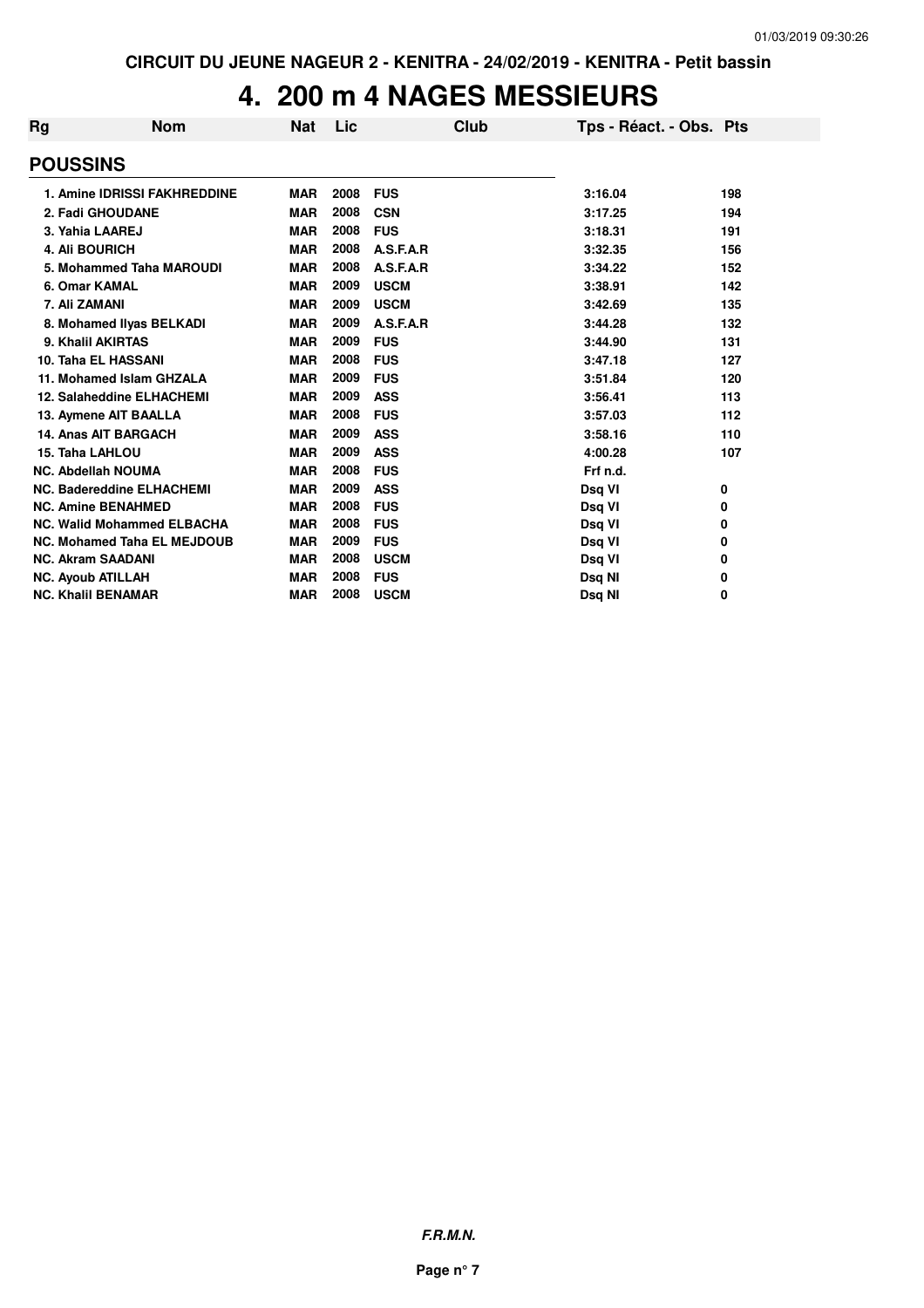CIRCUIT DU JEUNE NAGEUR 2 - KENITRA - 24/02/2019 - KENITRA - Petit bassin

# 4. 200 m 4 NAGES MESSIEURS

| Rg | Nom | Nat | Lic | Club | Tps - Réact. - Obs. | Pts |
|---|---|---|---|---|---|---|
| **POUSSINS** | | | | | | |
| 1. | Amine IDRISSI FAKHREDDINE | MAR | 2008 | FUS | 3:16.04 | 198 |
| 2. | Fadi GHOUDANE | MAR | 2008 | CSN | 3:17.25 | 194 |
| 3. | Yahia LAAREJ | MAR | 2008 | FUS | 3:18.31 | 191 |
| 4. | Ali BOURICH | MAR | 2008 | A.S.F.A.R | 3:32.35 | 156 |
| 5. | Mohammed Taha MAROUDI | MAR | 2008 | A.S.F.A.R | 3:34.22 | 152 |
| 6. | Omar KAMAL | MAR | 2009 | USCM | 3:38.91 | 142 |
| 7. | Ali ZAMANI | MAR | 2009 | USCM | 3:42.69 | 135 |
| 8. | Mohamed Ilyas BELKADI | MAR | 2009 | A.S.F.A.R | 3:44.28 | 132 |
| 9. | Khalil AKIRTAS | MAR | 2009 | FUS | 3:44.90 | 131 |
| 10. | Taha EL HASSANI | MAR | 2008 | FUS | 3:47.18 | 127 |
| 11. | Mohamed Islam GHZALA | MAR | 2009 | FUS | 3:51.84 | 120 |
| 12. | Salaheddine ELHACHEMI | MAR | 2009 | ASS | 3:56.41 | 113 |
| 13. | Aymene AIT BAALLA | MAR | 2008 | FUS | 3:57.03 | 112 |
| 14. | Anas AIT BARGACH | MAR | 2009 | ASS | 3:58.16 | 110 |
| 15. | Taha LAHLOU | MAR | 2009 | ASS | 4:00.28 | 107 |
| NC. | Abdellah NOUMA | MAR | 2008 | FUS | Frf n.d. | |
| NC. | Badereddine ELHACHEMI | MAR | 2009 | ASS | Dsq VI | 0 |
| NC. | Amine BENAHMED | MAR | 2008 | FUS | Dsq VI | 0 |
| NC. | Walid Mohammed ELBACHA | MAR | 2008 | FUS | Dsq VI | 0 |
| NC. | Mohamed Taha EL MEJDOUB | MAR | 2009 | FUS | Dsq VI | 0 |
| NC. | Akram SAADANI | MAR | 2008 | USCM | Dsq VI | 0 |
| NC. | Ayoub ATILLAH | MAR | 2008 | FUS | Dsq NI | 0 |
| NC. | Khalil BENAMAR | MAR | 2008 | USCM | Dsq NI | 0 |

***F.R.M.N.***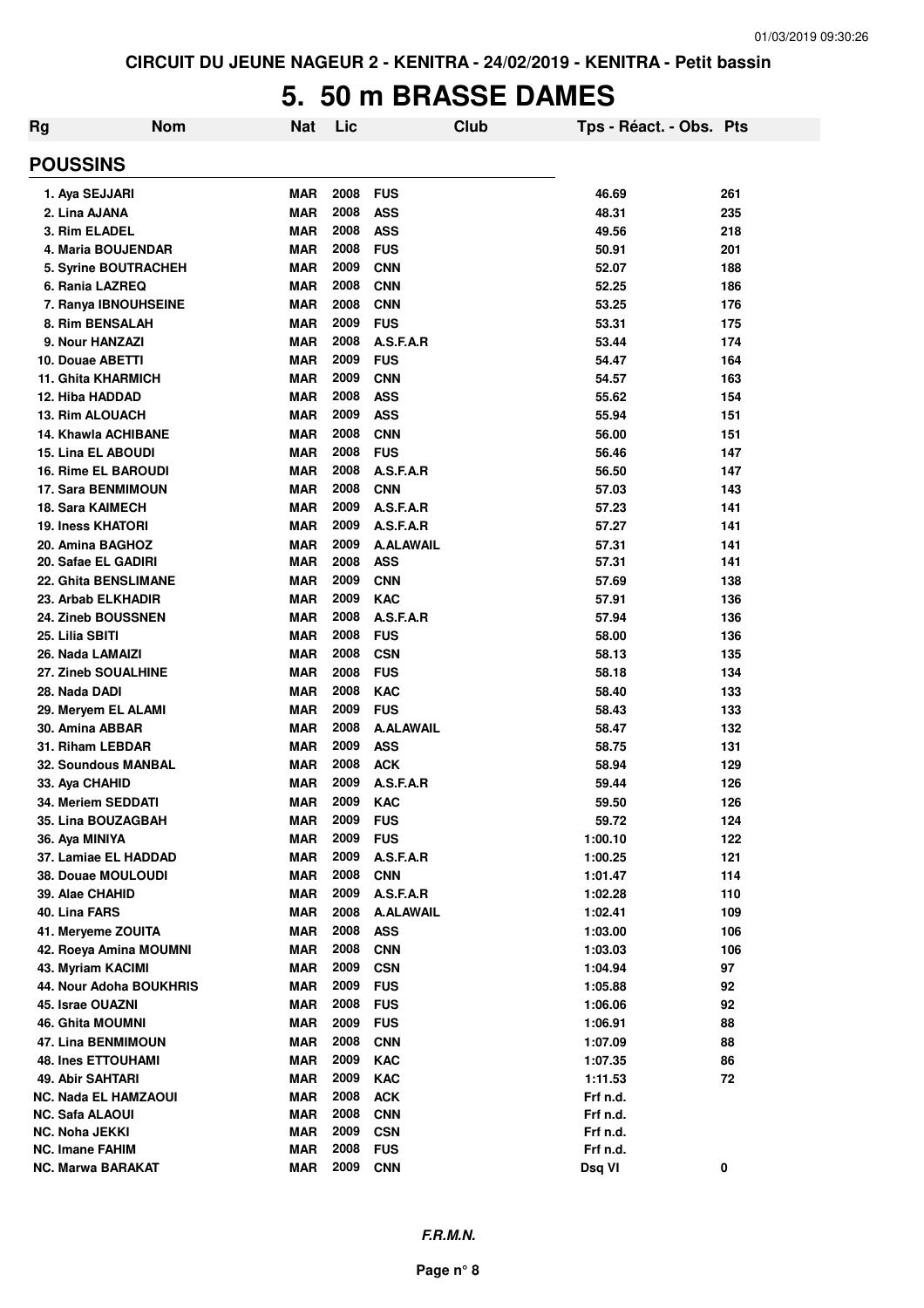# 5. 50 m BRASSE DAMES

| Rg | Nom | Nat | Lic | Club | Tps - Réact. - Obs. | Pts |
|---|---|---|---|---|---|---|
| **POUSSINS** | | | | | | |
| 1. | Aya SEJJARI | MAR | 2008 | FUS | 46.69 | 261 |
| 2. | Lina AJANA | MAR | 2008 | ASS | 48.31 | 235 |
| 3. | Rim ELADEL | MAR | 2008 | ASS | 49.56 | 218 |
| 4. | Maria BOUJENDAR | MAR | 2008 | FUS | 50.91 | 201 |
| 5. | Syrine BOUTRACHEH | MAR | 2009 | CNN | 52.07 | 188 |
| 6. | Rania LAZREQ | MAR | 2008 | CNN | 52.25 | 186 |
| 7. | Ranya IBNOUHSEINE | MAR | 2008 | CNN | 53.25 | 176 |
| 8. | Rim BENSALAH | MAR | 2009 | FUS | 53.31 | 175 |
| 9. | Nour HANZAZI | MAR | 2008 | A.S.F.A.R | 53.44 | 174 |
| 10. | Douae ABETTI | MAR | 2009 | FUS | 54.47 | 164 |
| 11. | Ghita KHARMICH | MAR | 2009 | CNN | 54.57 | 163 |
| 12. | Hiba HADDAD | MAR | 2008 | ASS | 55.62 | 154 |
| 13. | Rim ALOUACH | MAR | 2009 | ASS | 55.94 | 151 |
| 14. | Khawla ACHIBANE | MAR | 2008 | CNN | 56.00 | 151 |
| 15. | Lina EL ABOUDI | MAR | 2008 | FUS | 56.46 | 147 |
| 16. | Rime EL BAROUDI | MAR | 2008 | A.S.F.A.R | 56.50 | 147 |
| 17. | Sara BENMIMOUN | MAR | 2008 | CNN | 57.03 | 143 |
| 18. | Sara KAIMECH | MAR | 2009 | A.S.F.A.R | 57.23 | 141 |
| 19. | Iness KHATORI | MAR | 2009 | A.S.F.A.R | 57.27 | 141 |
| 20. | Amina BAGHOZ | MAR | 2009 | A.ALAWAIL | 57.31 | 141 |
| 20. | Safae EL GADIRI | MAR | 2008 | ASS | 57.31 | 141 |
| 22. | Ghita BENSLIMANE | MAR | 2009 | CNN | 57.69 | 138 |
| 23. | Arbab ELKHADIR | MAR | 2009 | KAC | 57.91 | 136 |
| 24. | Zineb BOUSSNEN | MAR | 2008 | A.S.F.A.R | 57.94 | 136 |
| 25. | Lilia SBITI | MAR | 2008 | FUS | 58.00 | 136 |
| 26. | Nada LAMAIZI | MAR | 2008 | CSN | 58.13 | 135 |
| 27. | Zineb SOUALHINE | MAR | 2008 | FUS | 58.18 | 134 |
| 28. | Nada DADI | MAR | 2008 | KAC | 58.40 | 133 |
| 29. | Meryem EL ALAMI | MAR | 2009 | FUS | 58.43 | 133 |
| 30. | Amina ABBAR | MAR | 2008 | A.ALAWAIL | 58.47 | 132 |
| 31. | Riham LEBDAR | MAR | 2009 | ASS | 58.75 | 131 |
| 32. | Soundous MANBAL | MAR | 2008 | ACK | 58.94 | 129 |
| 33. | Aya CHAHID | MAR | 2009 | A.S.F.A.R | 59.44 | 126 |
| 34. | Meriem SEDDATI | MAR | 2009 | KAC | 59.50 | 126 |
| 35. | Lina BOUZAGBAH | MAR | 2009 | FUS | 59.72 | 124 |
| 36. | Aya MINIYA | MAR | 2009 | FUS | 1:00.10 | 122 |
| 37. | Lamiae EL HADDAD | MAR | 2009 | A.S.F.A.R | 1:00.25 | 121 |
| 38. | Douae MOULOUDI | MAR | 2008 | CNN | 1:01.47 | 114 |
| 39. | Alae CHAHID | MAR | 2009 | A.S.F.A.R | 1:02.28 | 110 |
| 40. | Lina FARS | MAR | 2008 | A.ALAWAIL | 1:02.41 | 109 |
| 41. | Meryeme ZOUITA | MAR | 2008 | ASS | 1:03.00 | 106 |
| 42. | Roeya Amina MOUMNI | MAR | 2008 | CNN | 1:03.03 | 106 |
| 43. | Myriam KACIMI | MAR | 2009 | CSN | 1:04.94 | 97 |
| 44. | Nour Adoha BOUKHRIS | MAR | 2009 | FUS | 1:05.88 | 92 |
| 45. | Israe OUAZNI | MAR | 2008 | FUS | 1:06.06 | 92 |
| 46. | Ghita MOUMNI | MAR | 2009 | FUS | 1:06.91 | 88 |
| 47. | Lina BENMIMOUN | MAR | 2008 | CNN | 1:07.09 | 88 |
| 48. | Ines ETTOUHAMI | MAR | 2009 | KAC | 1:07.35 | 86 |
| 49. | Abir SAHTARI | MAR | 2009 | KAC | 1:11.53 | 72 |
| NC. | Nada EL HAMZAOUI | MAR | 2008 | ACK | Frf n.d. | |
| NC. | Safa ALAOUI | MAR | 2008 | CNN | Frf n.d. | |
| NC. | Noha JEKKI | MAR | 2009 | CSN | Frf n.d. | |
| NC. | Imane FAHIM | MAR | 2008 | FUS | Frf n.d. | |
| NC. | Marwa BARAKAT | MAR | 2009 | CNN | Dsq VI | 0 |

*F.R.M.N.*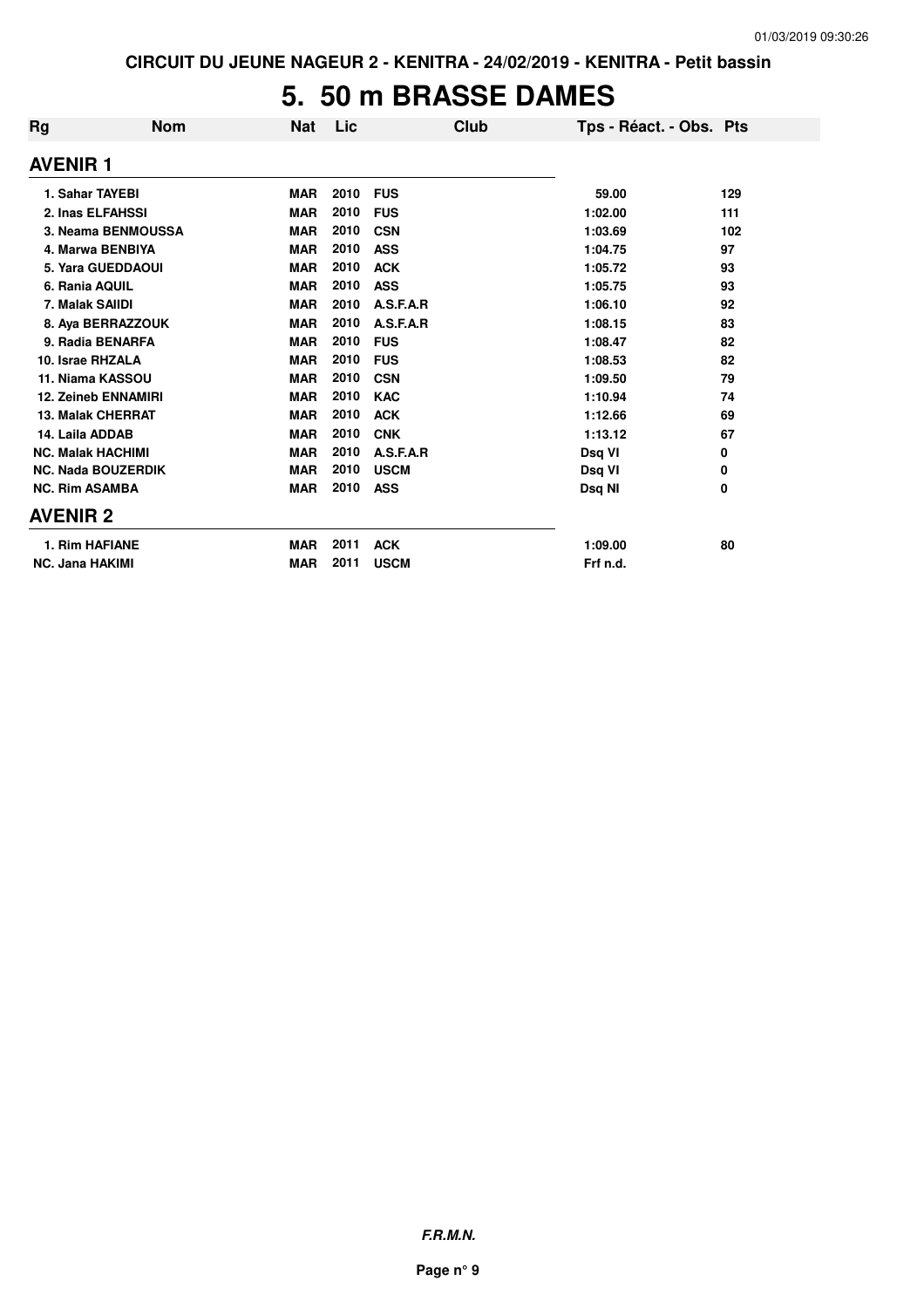CIRCUIT DU JEUNE NAGEUR 2 - KENITRA - 24/02/2019 - KENITRA - Petit bassin

# 5. 50 m BRASSE DAMES

| Rg | Nom | Nat | Lic | Club | Tps - Réact. - Obs. | Pts |
|---|---|---|---|---|---|---|
| **AVENIR 1** | | | | | | |
| 1. Sahar TAYEBI | | MAR | 2010 | FUS | 59.00 | 129 |
| 2. Inas ELFAHSSI | | MAR | 2010 | FUS | 1:02.00 | 111 |
| 3. Neama BENMOUSSA | | MAR | 2010 | CSN | 1:03.69 | 102 |
| 4. Marwa BENBIYA | | MAR | 2010 | ASS | 1:04.75 | 97 |
| 5. Yara GUEDDAOUI | | MAR | 2010 | ACK | 1:05.72 | 93 |
| 6. Rania AQUIL | | MAR | 2010 | ASS | 1:05.75 | 93 |
| 7. Malak SAIIDI | | MAR | 2010 | A.S.F.A.R | 1:06.10 | 92 |
| 8. Aya BERRAZZOUK | | MAR | 2010 | A.S.F.A.R | 1:08.15 | 83 |
| 9. Radia BENARFA | | MAR | 2010 | FUS | 1:08.47 | 82 |
| 10. Israe RHZALA | | MAR | 2010 | FUS | 1:08.53 | 82 |
| 11. Niama KASSOU | | MAR | 2010 | CSN | 1:09.50 | 79 |
| 12. Zeineb ENNAMIRI | | MAR | 2010 | KAC | 1:10.94 | 74 |
| 13. Malak CHERRAT | | MAR | 2010 | ACK | 1:12.66 | 69 |
| 14. Laila ADDAB | | MAR | 2010 | CNK | 1:13.12 | 67 |
| NC. Malak HACHIMI | | MAR | 2010 | A.S.F.A.R | Dsq VI | 0 |
| NC. Nada BOUZERDIK | | MAR | 2010 | USCM | Dsq VI | 0 |
| NC. Rim ASAMBA | | MAR | 2010 | ASS | Dsq NI | 0 |
| **AVENIR 2** | | | | | | |
| 1. Rim HAFIANE | | MAR | 2011 | ACK | 1:09.00 | 80 |
| NC. Jana HAKIMI | | MAR | 2011 | USCM | Frf n.d. | |

*F.R.M.N.*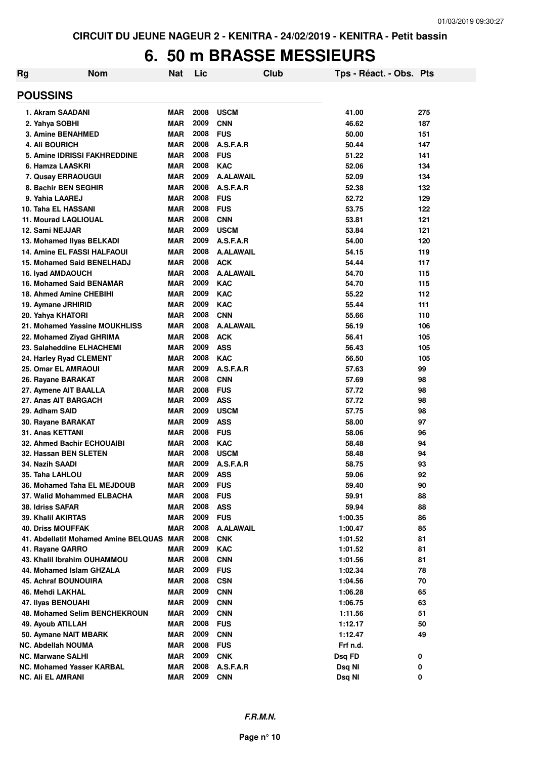CIRCUIT DU JEUNE NAGEUR 2 - KENITRA - 24/02/2019 - KENITRA - Petit bassin

# 6. 50 m BRASSE MESSIEURS

| Rg | Nom | Nat | Lic | Club | Tps - Réact. - Obs. | Pts |
|---|---|---|---|---|---|---|
| **POUSSINS** | | | | | | |
| 1. | Akram SAADANI | MAR | 2008 | USCM | 41.00 | 275 |
| 2. | Yahya SOBHI | MAR | 2009 | CNN | 46.62 | 187 |
| 3. | Amine BENAHMED | MAR | 2008 | FUS | 50.00 | 151 |
| 4. | Ali BOURICH | MAR | 2008 | A.S.F.A.R | 50.44 | 147 |
| 5. | Amine IDRISSI FAKHREDDINE | MAR | 2008 | FUS | 51.22 | 141 |
| 6. | Hamza LAASKRI | MAR | 2008 | KAC | 52.06 | 134 |
| 7. | Qusay ERRAOUGUI | MAR | 2009 | A.ALAWAIL | 52.09 | 134 |
| 8. | Bachir BEN SEGHIR | MAR | 2008 | A.S.F.A.R | 52.38 | 132 |
| 9. | Yahia LAAREJ | MAR | 2008 | FUS | 52.72 | 129 |
| 10. | Taha EL HASSANI | MAR | 2008 | FUS | 53.75 | 122 |
| 11. | Mourad LAQLIOUAL | MAR | 2008 | CNN | 53.81 | 121 |
| 12. | Sami NEJJAR | MAR | 2009 | USCM | 53.84 | 121 |
| 13. | Mohamed Ilyas BELKADI | MAR | 2009 | A.S.F.A.R | 54.00 | 120 |
| 14. | Amine EL FASSI HALFAOUI | MAR | 2008 | A.ALAWAIL | 54.15 | 119 |
| 15. | Mohamed Said BENELHADJ | MAR | 2008 | ACK | 54.44 | 117 |
| 16. | Iyad AMDAOUCH | MAR | 2008 | A.ALAWAIL | 54.70 | 115 |
| 16. | Mohamed Said BENAMAR | MAR | 2009 | KAC | 54.70 | 115 |
| 18. | Ahmed Amine CHEBIHI | MAR | 2009 | KAC | 55.22 | 112 |
| 19. | Aymane JRHIRID | MAR | 2009 | KAC | 55.44 | 111 |
| 20. | Yahya KHATORI | MAR | 2008 | CNN | 55.66 | 110 |
| 21. | Mohamed Yassine MOUKHLISS | MAR | 2008 | A.ALAWAIL | 56.19 | 106 |
| 22. | Mohamed Ziyad GHRIMA | MAR | 2008 | ACK | 56.41 | 105 |
| 23. | Salaheddine ELHACHEMI | MAR | 2009 | ASS | 56.43 | 105 |
| 24. | Harley Ryad CLEMENT | MAR | 2008 | KAC | 56.50 | 105 |
| 25. | Omar EL AMRAOUI | MAR | 2009 | A.S.F.A.R | 57.63 | 99 |
| 26. | Rayane BARAKAT | MAR | 2008 | CNN | 57.69 | 98 |
| 27. | Aymene AIT BAALLA | MAR | 2008 | FUS | 57.72 | 98 |
| 27. | Anas AIT BARGACH | MAR | 2009 | ASS | 57.72 | 98 |
| 29. | Adham SAID | MAR | 2009 | USCM | 57.75 | 98 |
| 30. | Rayane BARAKAT | MAR | 2009 | ASS | 58.00 | 97 |
| 31. | Anas KETTANI | MAR | 2008 | FUS | 58.06 | 96 |
| 32. | Ahmed Bachir ECHOUAIBI | MAR | 2008 | KAC | 58.48 | 94 |
| 32. | Hassan BEN SLETEN | MAR | 2008 | USCM | 58.48 | 94 |
| 34. | Nazih SAADI | MAR | 2009 | A.S.F.A.R | 58.75 | 93 |
| 35. | Taha LAHLOU | MAR | 2009 | ASS | 59.06 | 92 |
| 36. | Mohamed Taha EL MEJDOUB | MAR | 2009 | FUS | 59.40 | 90 |
| 37. | Walid Mohammed ELBACHA | MAR | 2008 | FUS | 59.91 | 88 |
| 38. | Idriss SAFAR | MAR | 2008 | ASS | 59.94 | 88 |
| 39. | Khalil AKIRTAS | MAR | 2009 | FUS | 1:00.35 | 86 |
| 40. | Driss MOUFFAK | MAR | 2008 | A.ALAWAIL | 1:00.47 | 85 |
| 41. | Abdellatif Mohamed Amine BELQUAS | MAR | 2008 | CNK | 1:01.52 | 81 |
| 41. | Rayane QARRO | MAR | 2009 | KAC | 1:01.52 | 81 |
| 43. | Khalil Ibrahim OUHAMMOU | MAR | 2008 | CNN | 1:01.56 | 81 |
| 44. | Mohamed Islam GHZALA | MAR | 2009 | FUS | 1:02.34 | 78 |
| 45. | Achraf BOUNOUIRA | MAR | 2008 | CSN | 1:04.56 | 70 |
| 46. | Mehdi LAKHAL | MAR | 2009 | CNN | 1:06.28 | 65 |
| 47. | Ilyas BENOUAHI | MAR | 2009 | CNN | 1:06.75 | 63 |
| 48. | Mohamed Selim BENCHEKROUN | MAR | 2009 | CNN | 1:11.56 | 51 |
| 49. | Ayoub ATILLAH | MAR | 2008 | FUS | 1:12.17 | 50 |
| 50. | Aymane NAIT MBARK | MAR | 2009 | CNN | 1:12.47 | 49 |
| NC. | Abdellah NOUMA | MAR | 2008 | FUS | Frf n.d. | |
| NC. | Marwane SALHI | MAR | 2009 | CNK | Dsq FD | 0 |
| NC. | Mohamed Yasser KARBAL | MAR | 2008 | A.S.F.A.R | Dsq NI | 0 |
| NC. | Ali EL AMRANI | MAR | 2009 | CNN | Dsq NI | 0 |

*F.R.M.N.*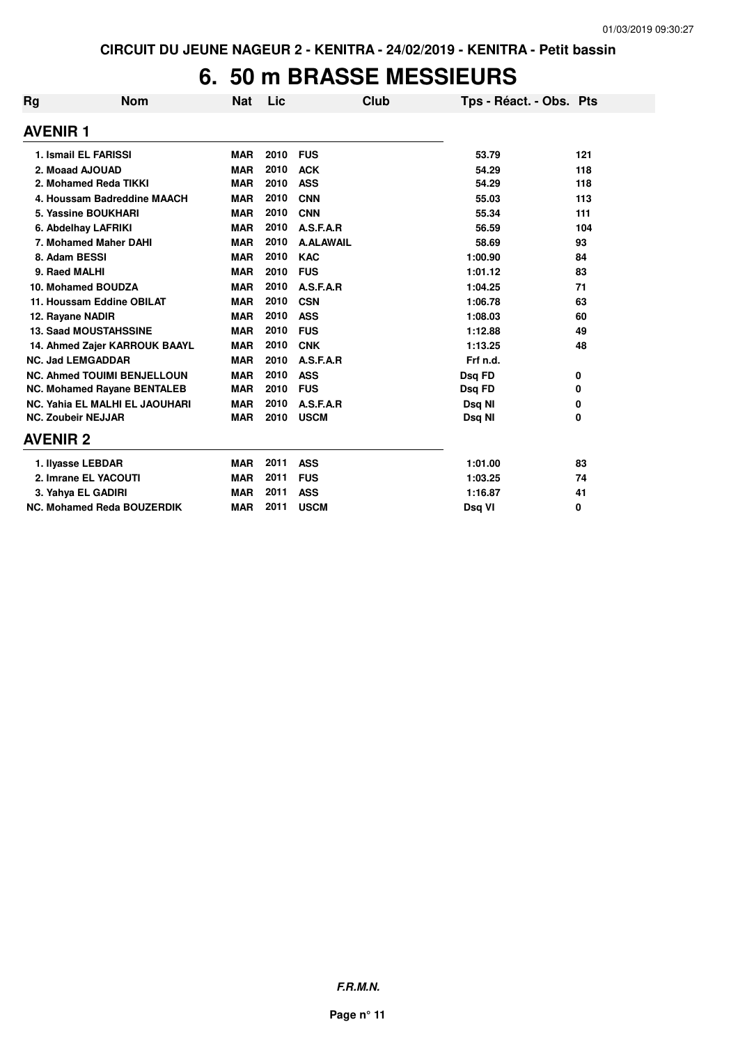CIRCUIT DU JEUNE NAGEUR 2 - KENITRA - 24/02/2019 - KENITRA - Petit bassin

# 6. 50 m BRASSE MESSIEURS

| Rg | Nom | Nat | Lic | Club | Tps - Réact. - Obs. | Pts |
|---|---|---|---|---|---|---|
| **AVENIR 1** | | | | | | |
| 1. Ismail EL FARISSI | | MAR | 2010 | FUS | 53.79 | 121 |
| 2. Moaad AJOUAD | | MAR | 2010 | ACK | 54.29 | 118 |
| 2. Mohamed Reda TIKKI | | MAR | 2010 | ASS | 54.29 | 118 |
| 4. Houssam Badreddine MAACH | | MAR | 2010 | CNN | 55.03 | 113 |
| 5. Yassine BOUKHARI | | MAR | 2010 | CNN | 55.34 | 111 |
| 6. Abdelhay LAFRIKI | | MAR | 2010 | A.S.F.A.R | 56.59 | 104 |
| 7. Mohamed Maher DAHI | | MAR | 2010 | A.ALAWAIL | 58.69 | 93 |
| 8. Adam BESSI | | MAR | 2010 | KAC | 1:00.90 | 84 |
| 9. Raed MALHI | | MAR | 2010 | FUS | 1:01.12 | 83 |
| 10. Mohamed BOUDZA | | MAR | 2010 | A.S.F.A.R | 1:04.25 | 71 |
| 11. Houssam Eddine OBILAT | | MAR | 2010 | CSN | 1:06.78 | 63 |
| 12. Rayane NADIR | | MAR | 2010 | ASS | 1:08.03 | 60 |
| 13. Saad MOUSTAHSSINE | | MAR | 2010 | FUS | 1:12.88 | 49 |
| 14. Ahmed Zajer KARROUK BAAYL | | MAR | 2010 | CNK | 1:13.25 | 48 |
| NC. Jad LEMGADDAR | | MAR | 2010 | A.S.F.A.R | Frf n.d. | |
| NC. Ahmed TOUIMI BENJELLOUN | | MAR | 2010 | ASS | Dsq FD | 0 |
| NC. Mohamed Rayane BENTALEB | | MAR | 2010 | FUS | Dsq FD | 0 |
| NC. Yahia EL MALHI EL JAOUHARI | | MAR | 2010 | A.S.F.A.R | Dsq NI | 0 |
| NC. Zoubeir NEJJAR | | MAR | 2010 | USCM | Dsq NI | 0 |
| **AVENIR 2** | | | | | | |
| 1. Ilyasse LEBDAR | | MAR | 2011 | ASS | 1:01.00 | 83 |
| 2. Imrane EL YACOUTI | | MAR | 2011 | FUS | 1:03.25 | 74 |
| 3. Yahya EL GADIRI | | MAR | 2011 | ASS | 1:16.87 | 41 |
| NC. Mohamed Reda BOUZERDIK | | MAR | 2011 | USCM | Dsq VI | 0 |

***F.R.M.N.***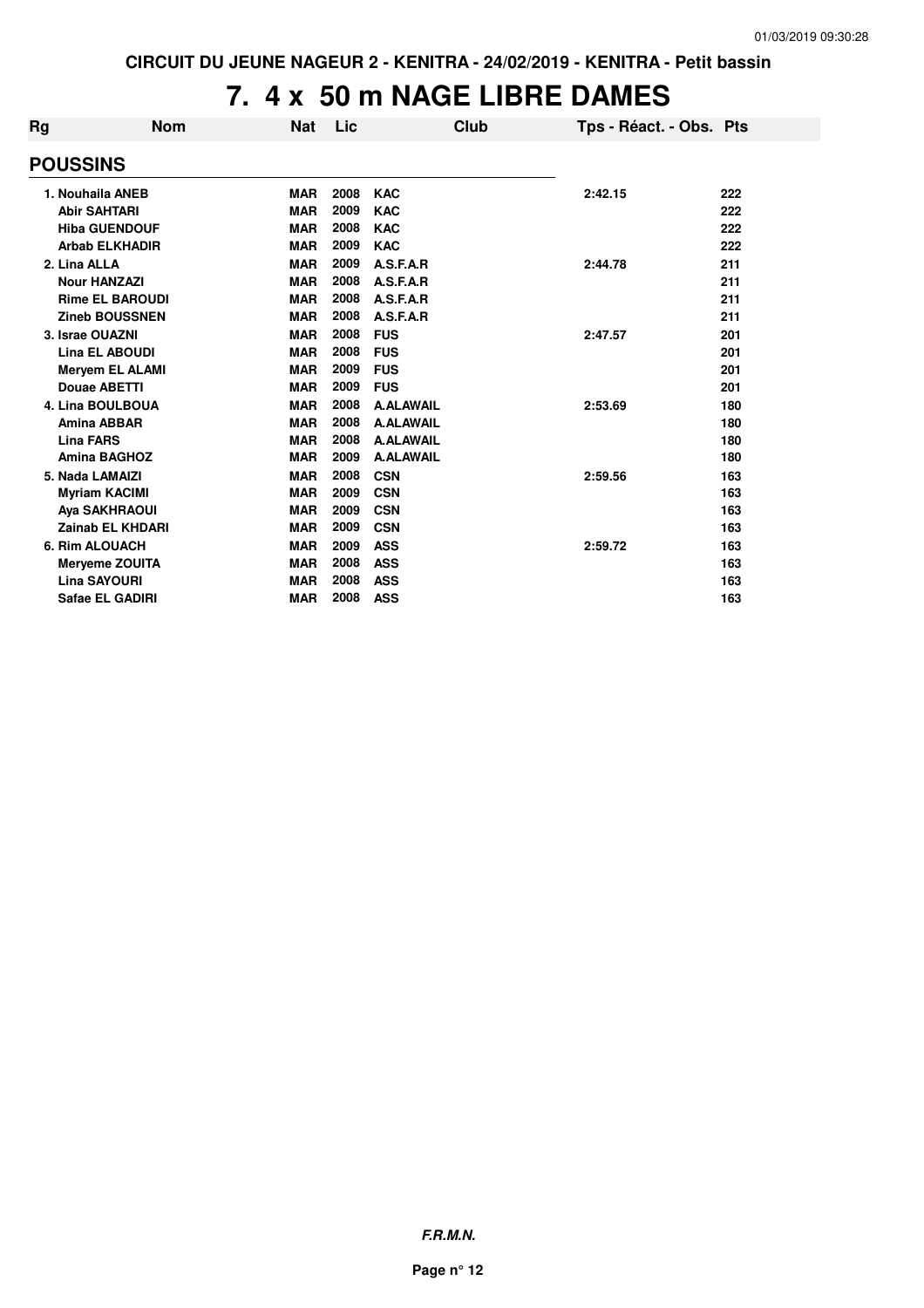CIRCUIT DU JEUNE NAGEUR 2 - KENITRA - 24/02/2019 - KENITRA - Petit bassin

# 7. 4 x 50 m NAGE LIBRE DAMES

| Rg | Nom | Nat | Lic | Club | Tps - Réact. - Obs. | Pts |
|---|---|---|---|---|---|---|
| **POUSSINS** | | | | | | |
| 1. | Nouhaila ANEB | MAR | 2008 | KAC | 2:42.15 | 222 |
| | Abir SAHTARI | MAR | 2009 | KAC | | 222 |
| | Hiba GUENDOUF | MAR | 2008 | KAC | | 222 |
| | Arbab ELKHADIR | MAR | 2009 | KAC | | 222 |
| 2. | Lina ALLA | MAR | 2009 | A.S.F.A.R | 2:44.78 | 211 |
| | Nour HANZAZI | MAR | 2008 | A.S.F.A.R | | 211 |
| | Rime EL BAROUDI | MAR | 2008 | A.S.F.A.R | | 211 |
| | Zineb BOUSSNEN | MAR | 2008 | A.S.F.A.R | | 211 |
| 3. | Israe OUAZNI | MAR | 2008 | FUS | 2:47.57 | 201 |
| | Lina EL ABOUDI | MAR | 2008 | FUS | | 201 |
| | Meryem EL ALAMI | MAR | 2009 | FUS | | 201 |
| | Douae ABETTI | MAR | 2009 | FUS | | 201 |
| 4. | Lina BOULBOUA | MAR | 2008 | A.ALAWAIL | 2:53.69 | 180 |
| | Amina ABBAR | MAR | 2008 | A.ALAWAIL | | 180 |
| | Lina FARS | MAR | 2008 | A.ALAWAIL | | 180 |
| | Amina BAGHOZ | MAR | 2009 | A.ALAWAIL | | 180 |
| 5. | Nada LAMAIZI | MAR | 2008 | CSN | 2:59.56 | 163 |
| | Myriam KACIMI | MAR | 2009 | CSN | | 163 |
| | Aya SAKHRAOUI | MAR | 2009 | CSN | | 163 |
| | Zainab EL KHDARI | MAR | 2009 | CSN | | 163 |
| 6. | Rim ALOUACH | MAR | 2009 | ASS | 2:59.72 | 163 |
| | Meryeme ZOUITA | MAR | 2008 | ASS | | 163 |
| | Lina SAYOURI | MAR | 2008 | ASS | | 163 |
| | Safae EL GADIRI | MAR | 2008 | ASS | | 163 |

*F.R.M.N.*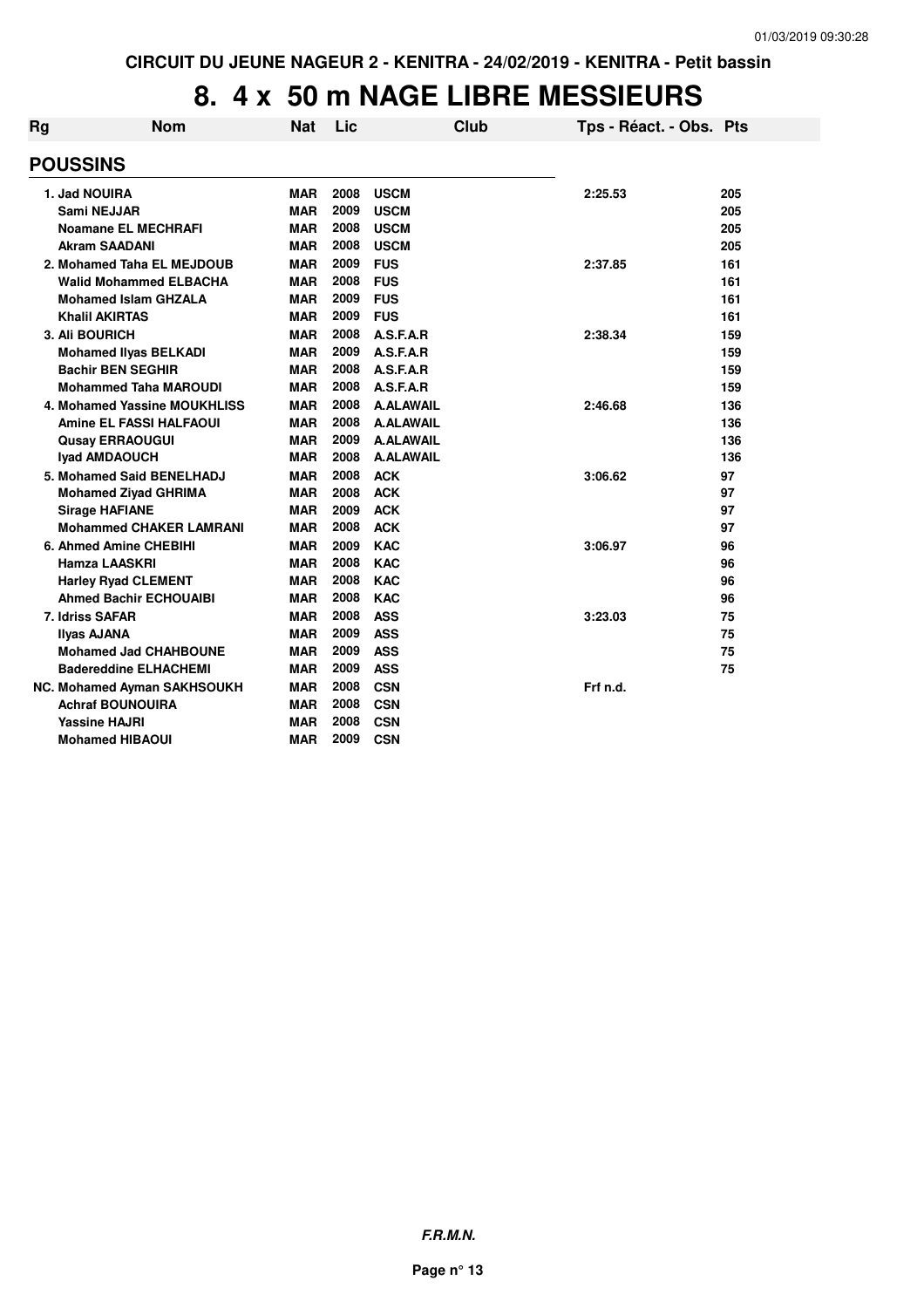CIRCUIT DU JEUNE NAGEUR 2 - KENITRA - 24/02/2019 - KENITRA - Petit bassin

# 8. 4 x 50 m NAGE LIBRE MESSIEURS

| Rg | Nom | Nat | Lic | Club | Tps - Réact. - Obs. | Pts |
|---|---|---|---|---|---|---|
| **POUSSINS** | | | | | | |
| 1. | Jad NOUIRA | MAR | 2008 | USCM | 2:25.53 | 205 |
| | Sami NEJJAR | MAR | 2009 | USCM | | 205 |
| | Noamane EL MECHRAFI | MAR | 2008 | USCM | | 205 |
| | Akram SAADANI | MAR | 2008 | USCM | | 205 |
| 2. | Mohamed Taha EL MEJDOUB | MAR | 2009 | FUS | 2:37.85 | 161 |
| | Walid Mohammed ELBACHA | MAR | 2008 | FUS | | 161 |
| | Mohamed Islam GHZALA | MAR | 2009 | FUS | | 161 |
| | Khalil AKIRTAS | MAR | 2009 | FUS | | 161 |
| 3. | Ali BOURICH | MAR | 2008 | A.S.F.A.R | 2:38.34 | 159 |
| | Mohamed Ilyas BELKADI | MAR | 2009 | A.S.F.A.R | | 159 |
| | Bachir BEN SEGHIR | MAR | 2008 | A.S.F.A.R | | 159 |
| | Mohammed Taha MAROUDI | MAR | 2008 | A.S.F.A.R | | 159 |
| 4. | Mohamed Yassine MOUKHLISS | MAR | 2008 | A.ALAWAIL | 2:46.68 | 136 |
| | Amine EL FASSI HALFAOUI | MAR | 2008 | A.ALAWAIL | | 136 |
| | Qusay ERRAOUGUI | MAR | 2009 | A.ALAWAIL | | 136 |
| | Iyad AMDAOUCH | MAR | 2008 | A.ALAWAIL | | 136 |
| 5. | Mohamed Said BENELHADJ | MAR | 2008 | ACK | 3:06.62 | 97 |
| | Mohamed Ziyad GHRIMA | MAR | 2008 | ACK | | 97 |
| | Sirage HAFIANE | MAR | 2009 | ACK | | 97 |
| | Mohammed CHAKER LAMRANI | MAR | 2008 | ACK | | 97 |
| 6. | Ahmed Amine CHEBIHI | MAR | 2009 | KAC | 3:06.97 | 96 |
| | Hamza LAASKRI | MAR | 2008 | KAC | | 96 |
| | Harley Ryad CLEMENT | MAR | 2008 | KAC | | 96 |
| | Ahmed Bachir ECHOUAIBI | MAR | 2008 | KAC | | 96 |
| 7. | Idriss SAFAR | MAR | 2008 | ASS | 3:23.03 | 75 |
| | Ilyas AJANA | MAR | 2009 | ASS | | 75 |
| | Mohamed Jad CHAHBOUNE | MAR | 2009 | ASS | | 75 |
| | Badereddine ELHACHEMI | MAR | 2009 | ASS | | 75 |
| NC. | Mohamed Ayman SAKHSOUKH | MAR | 2008 | CSN | Frf n.d. | |
| | Achraf BOUNOUIRA | MAR | 2008 | CSN | | |
| | Yassine HAJRI | MAR | 2008 | CSN | | |
| | Mohamed HIBAOUI | MAR | 2009 | CSN | | |

**F.R.M.N.**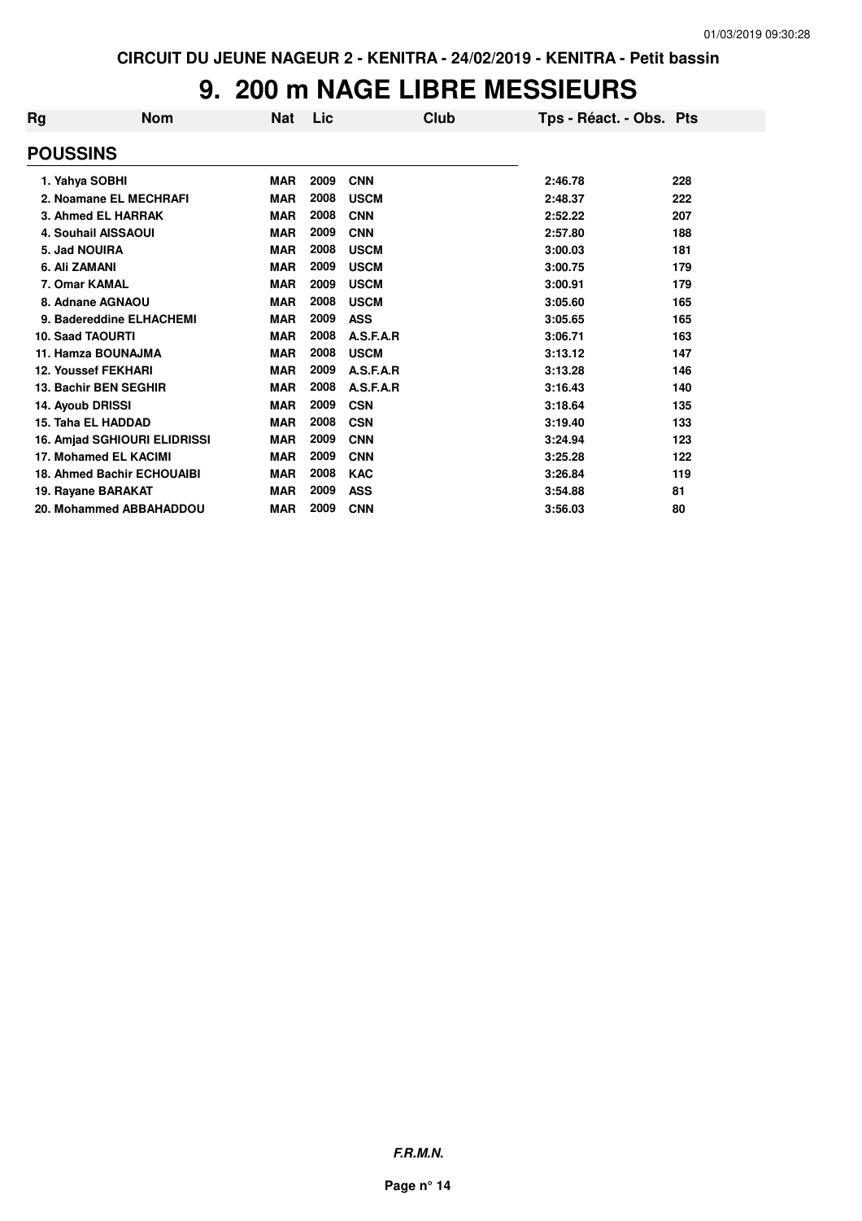CIRCUIT DU JEUNE NAGEUR 2 - KENITRA - 24/02/2019 - KENITRA - Petit bassin

# 9. 200 m NAGE LIBRE MESSIEURS

| Rg | Nom | Nat | Lic | Club | Tps - Réact. - Obs. | Pts |
|---|---|---|---|---|---|---|
| **POUSSINS** | | | | | | |
| 1. | Yahya SOBHI | MAR | 2009 | CNN | 2:46.78 | 228 |
| 2. | Noamane EL MECHRAFI | MAR | 2008 | USCM | 2:48.37 | 222 |
| 3. | Ahmed EL HARRAK | MAR | 2008 | CNN | 2:52.22 | 207 |
| 4. | Souhail AISSAOUI | MAR | 2009 | CNN | 2:57.80 | 188 |
| 5. | Jad NOUIRA | MAR | 2008 | USCM | 3:00.03 | 181 |
| 6. | Ali ZAMANI | MAR | 2009 | USCM | 3:00.75 | 179 |
| 7. | Omar KAMAL | MAR | 2009 | USCM | 3:00.91 | 179 |
| 8. | Adnane AGNAOU | MAR | 2008 | USCM | 3:05.60 | 165 |
| 9. | Badereddine ELHACHEMI | MAR | 2009 | ASS | 3:05.65 | 165 |
| 10. | Saad TAOURTI | MAR | 2008 | A.S.F.A.R | 3:06.71 | 163 |
| 11. | Hamza BOUNAJMA | MAR | 2008 | USCM | 3:13.12 | 147 |
| 12. | Youssef FEKHARI | MAR | 2009 | A.S.F.A.R | 3:13.28 | 146 |
| 13. | Bachir BEN SEGHIR | MAR | 2008 | A.S.F.A.R | 3:16.43 | 140 |
| 14. | Ayoub DRISSI | MAR | 2009 | CSN | 3:18.64 | 135 |
| 15. | Taha EL HADDAD | MAR | 2008 | CSN | 3:19.40 | 133 |
| 16. | Amjad SGHIOURI ELIDRISSI | MAR | 2009 | CNN | 3:24.94 | 123 |
| 17. | Mohamed EL KACIMI | MAR | 2009 | CNN | 3:25.28 | 122 |
| 18. | Ahmed Bachir ECHOUAIBI | MAR | 2008 | KAC | 3:26.84 | 119 |
| 19. | Rayane BARAKAT | MAR | 2009 | ASS | 3:54.88 | 81 |
| 20. | Mohammed ABBAHADDOU | MAR | 2009 | CNN | 3:56.03 | 80 |

*F.R.M.N.*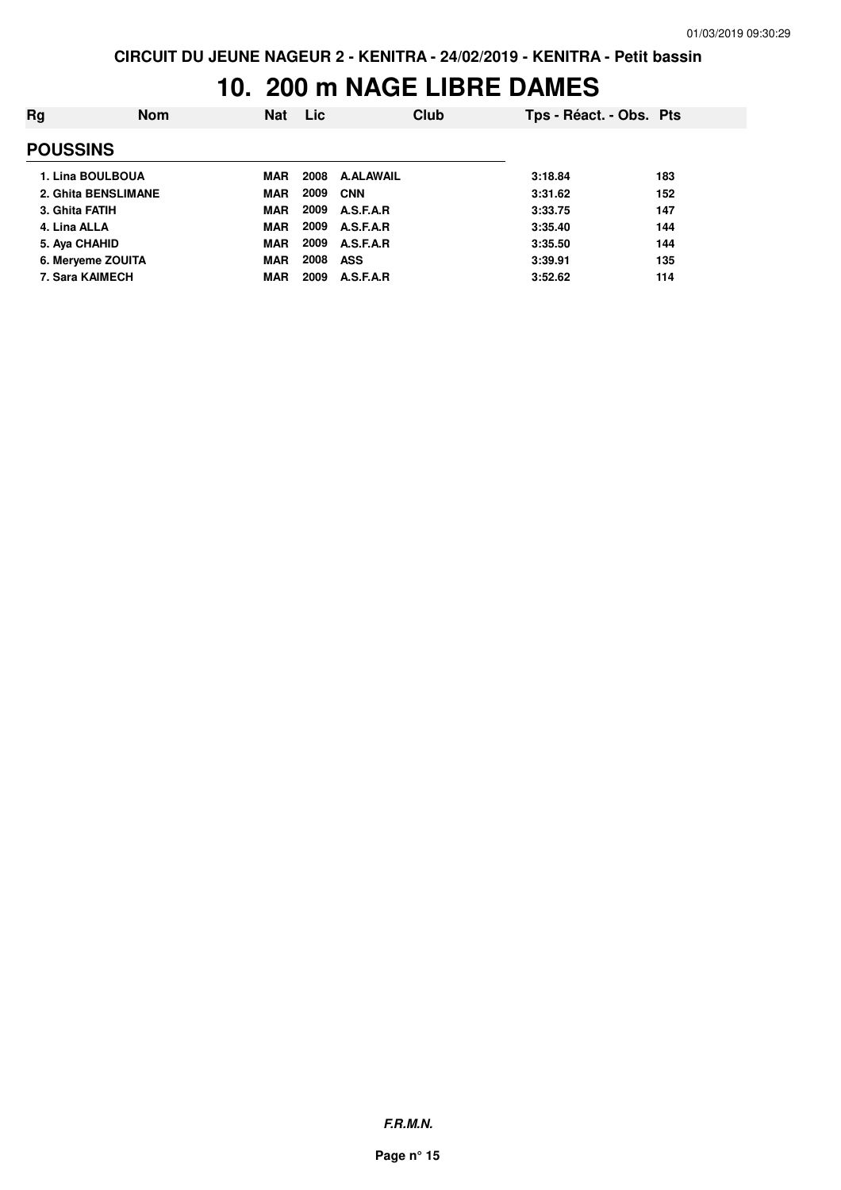CIRCUIT DU JEUNE NAGEUR 2 - KENITRA - 24/02/2019 - KENITRA - Petit bassin

# 10. 200 m NAGE LIBRE DAMES

| Rg | Nom | Nat | Lic | Club | Tps - Réact. - Obs. | Pts |
|---|---|---|---|---|---|---|
| **POUSSINS** | | | | | | |
| 1. Lina BOULBOUA | | MAR | 2008 | A.ALAWAIL | 3:18.84 | 183 |
| 2. Ghita BENSLIMANE | | MAR | 2009 | CNN | 3:31.62 | 152 |
| 3. Ghita FATIH | | MAR | 2009 | A.S.F.A.R | 3:33.75 | 147 |
| 4. Lina ALLA | | MAR | 2009 | A.S.F.A.R | 3:35.40 | 144 |
| 5. Aya CHAHID | | MAR | 2009 | A.S.F.A.R | 3:35.50 | 144 |
| 6. Meryeme ZOUITA | | MAR | 2008 | ASS | 3:39.91 | 135 |
| 7. Sara KAIMECH | | MAR | 2009 | A.S.F.A.R | 3:52.62 | 114 |

*F.R.M.N.*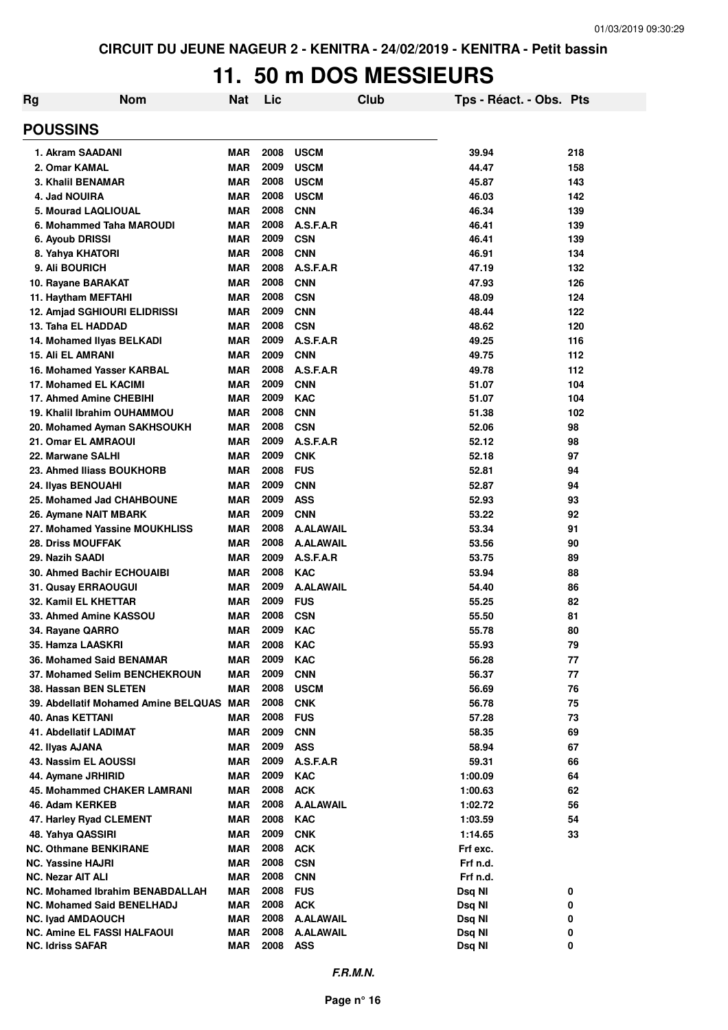CIRCUIT DU JEUNE NAGEUR 2 - KENITRA - 24/02/2019 - KENITRA - Petit bassin

# 11. 50 m DOS MESSIEURS

## POUSSINS

| Rg | Nom | Nat | Lic | Club | Tps - Réact. - Obs. | Pts |
|---|---|---|---|---|---|---|
| 1. | Akram SAADANI | MAR | 2008 | USCM | 39.94 | 218 |
| 2. | Omar KAMAL | MAR | 2009 | USCM | 44.47 | 158 |
| 3. | Khalil BENAMAR | MAR | 2008 | USCM | 45.87 | 143 |
| 4. | Jad NOUIRA | MAR | 2008 | USCM | 46.03 | 142 |
| 5. | Mourad LAQLIOUAL | MAR | 2008 | CNN | 46.34 | 139 |
| 6. | Mohammed Taha MAROUDI | MAR | 2008 | A.S.F.A.R | 46.41 | 139 |
| 6. | Ayoub DRISSI | MAR | 2009 | CSN | 46.41 | 139 |
| 8. | Yahya KHATORI | MAR | 2008 | CNN | 46.91 | 134 |
| 9. | Ali BOURICH | MAR | 2008 | A.S.F.A.R | 47.19 | 132 |
| 10. | Rayane BARAKAT | MAR | 2008 | CNN | 47.93 | 126 |
| 11. | Haytham MEFTAHI | MAR | 2008 | CSN | 48.09 | 124 |
| 12. | Amjad SGHIOURI ELIDRISSI | MAR | 2009 | CNN | 48.44 | 122 |
| 13. | Taha EL HADDAD | MAR | 2008 | CSN | 48.62 | 120 |
| 14. | Mohamed Ilyas BELKADI | MAR | 2009 | A.S.F.A.R | 49.25 | 116 |
| 15. | Ali EL AMRANI | MAR | 2009 | CNN | 49.75 | 112 |
| 16. | Mohamed Yasser KARBAL | MAR | 2008 | A.S.F.A.R | 49.78 | 112 |
| 17. | Mohamed EL KACIMI | MAR | 2009 | CNN | 51.07 | 104 |
| 17. | Ahmed Amine CHEBIHI | MAR | 2009 | KAC | 51.07 | 104 |
| 19. | Khalil Ibrahim OUHAMMOU | MAR | 2008 | CNN | 51.38 | 102 |
| 20. | Mohamed Ayman SAKHSOUKH | MAR | 2008 | CSN | 52.06 | 98 |
| 21. | Omar EL AMRAOUI | MAR | 2009 | A.S.F.A.R | 52.12 | 98 |
| 22. | Marwane SALHI | MAR | 2009 | CNK | 52.18 | 97 |
| 23. | Ahmed Iliass BOUKHORB | MAR | 2008 | FUS | 52.81 | 94 |
| 24. | Ilyas BENOUAHI | MAR | 2009 | CNN | 52.87 | 94 |
| 25. | Mohamed Jad CHAHBOUNE | MAR | 2009 | ASS | 52.93 | 93 |
| 26. | Aymane NAIT MBARK | MAR | 2009 | CNN | 53.22 | 92 |
| 27. | Mohamed Yassine MOUKHLISS | MAR | 2008 | A.ALAWAIL | 53.34 | 91 |
| 28. | Driss MOUFFAK | MAR | 2008 | A.ALAWAIL | 53.56 | 90 |
| 29. | Nazih SAADI | MAR | 2009 | A.S.F.A.R | 53.75 | 89 |
| 30. | Ahmed Bachir ECHOUAIBI | MAR | 2008 | KAC | 53.94 | 88 |
| 31. | Qusay ERRAOUGUI | MAR | 2009 | A.ALAWAIL | 54.40 | 86 |
| 32. | Kamil EL KHETTAR | MAR | 2009 | FUS | 55.25 | 82 |
| 33. | Ahmed Amine KASSOU | MAR | 2008 | CSN | 55.50 | 81 |
| 34. | Rayane QARRO | MAR | 2009 | KAC | 55.78 | 80 |
| 35. | Hamza LAASKRI | MAR | 2008 | KAC | 55.93 | 79 |
| 36. | Mohamed Said BENAMAR | MAR | 2009 | KAC | 56.28 | 77 |
| 37. | Mohamed Selim BENCHEKROUN | MAR | 2009 | CNN | 56.37 | 77 |
| 38. | Hassan BEN SLETEN | MAR | 2008 | USCM | 56.69 | 76 |
| 39. | Abdellatif Mohamed Amine BELQUAS | MAR | 2008 | CNK | 56.78 | 75 |
| 40. | Anas KETTANI | MAR | 2008 | FUS | 57.28 | 73 |
| 41. | Abdellatif LADIMAT | MAR | 2009 | CNN | 58.35 | 69 |
| 42. | Ilyas AJANA | MAR | 2009 | ASS | 58.94 | 67 |
| 43. | Nassim EL AOUSSI | MAR | 2009 | A.S.F.A.R | 59.31 | 66 |
| 44. | Aymane JRHIRID | MAR | 2009 | KAC | 1:00.09 | 64 |
| 45. | Mohammed CHAKER LAMRANI | MAR | 2008 | ACK | 1:00.63 | 62 |
| 46. | Adam KERKEB | MAR | 2008 | A.ALAWAIL | 1:02.72 | 56 |
| 47. | Harley Ryad CLEMENT | MAR | 2008 | KAC | 1:03.59 | 54 |
| 48. | Yahya QASSIRI | MAR | 2009 | CNK | 1:14.65 | 33 |
| NC. | Othmane BENKIRANE | MAR | 2008 | ACK | Frf exc. | |
| NC. | Yassine HAJRI | MAR | 2008 | CSN | Frf n.d. | |
| NC. | Nezar AIT ALI | MAR | 2008 | CNN | Frf n.d. | |
| NC. | Mohamed Ibrahim BENABDALLAH | MAR | 2008 | FUS | Dsq NI | 0 |
| NC. | Mohamed Said BENELHADJ | MAR | 2008 | ACK | Dsq NI | 0 |
| NC. | Iyad AMDAOUCH | MAR | 2008 | A.ALAWAIL | Dsq NI | 0 |
| NC. | Amine EL FASSI HALFAOUI | MAR | 2008 | A.ALAWAIL | Dsq NI | 0 |
| NC. | Idriss SAFAR | MAR | 2008 | ASS | Dsq NI | 0 |

*F.R.M.N.*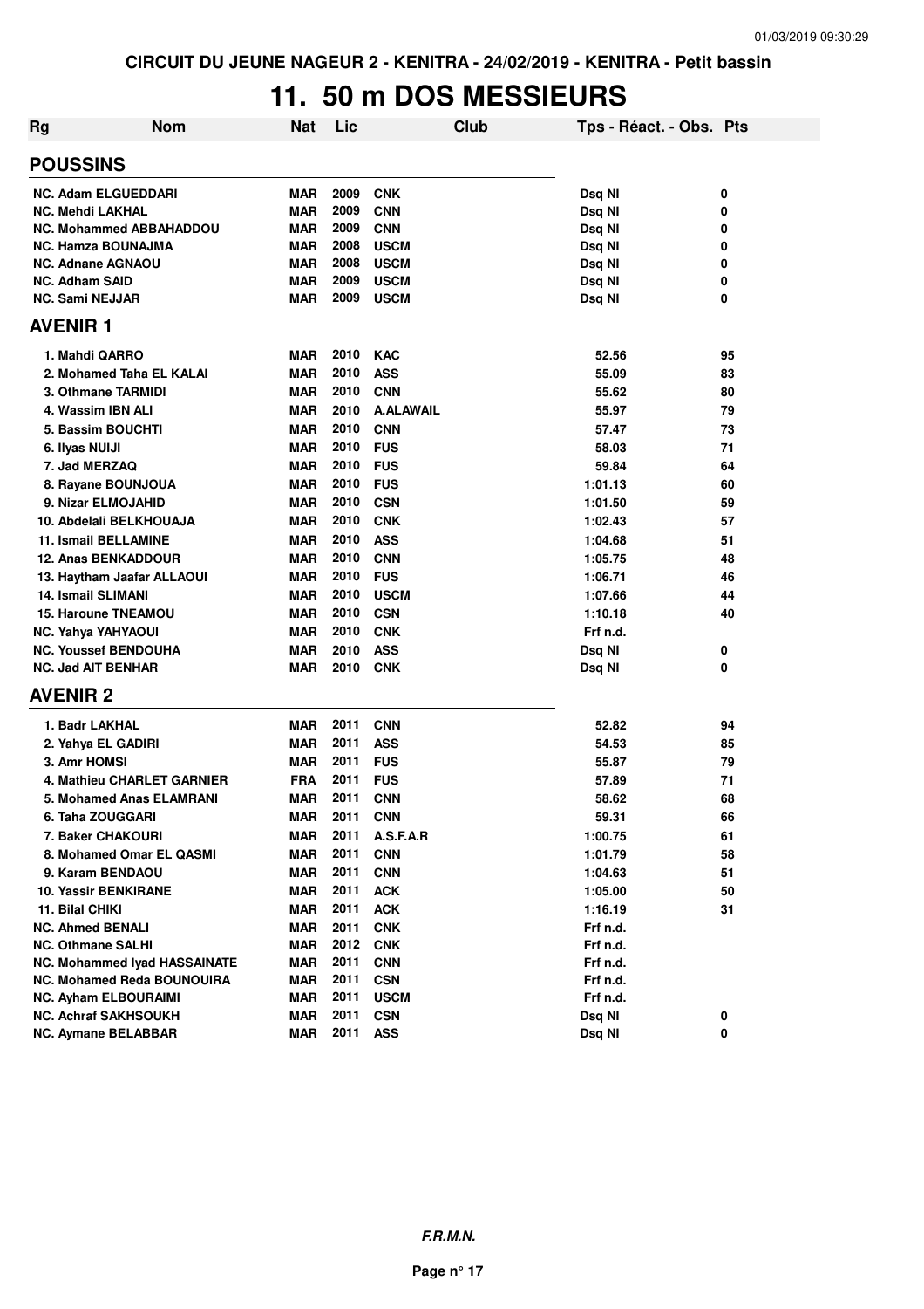CIRCUIT DU JEUNE NAGEUR 2 - KENITRA - 24/02/2019 - KENITRA - Petit bassin

# 11. 50 m DOS MESSIEURS

| Rg | Nom | Nat | Lic | Club | Tps - Réact. - Obs. | Pts |
|---|---|---|---|---|---|---|
| **POUSSINS** | | | | | | |
| NC. | Adam ELGUEDDARI | MAR | 2009 | CNK | Dsq NI | 0 |
| NC. | Mehdi LAKHAL | MAR | 2009 | CNN | Dsq NI | 0 |
| NC. | Mohammed ABBAHADDOU | MAR | 2009 | CNN | Dsq NI | 0 |
| NC. | Hamza BOUNAJMA | MAR | 2008 | USCM | Dsq NI | 0 |
| NC. | Adnane AGNAOU | MAR | 2008 | USCM | Dsq NI | 0 |
| NC. | Adham SAID | MAR | 2009 | USCM | Dsq NI | 0 |
| NC. | Sami NEJJAR | MAR | 2009 | USCM | Dsq NI | 0 |
| **AVENIR 1** | | | | | | |
| 1. | Mahdi QARRO | MAR | 2010 | KAC | 52.56 | 95 |
| 2. | Mohamed Taha EL KALAI | MAR | 2010 | ASS | 55.09 | 83 |
| 3. | Othmane TARMIDI | MAR | 2010 | CNN | 55.62 | 80 |
| 4. | Wassim IBN ALI | MAR | 2010 | A.ALAWAIL | 55.97 | 79 |
| 5. | Bassim BOUCHTI | MAR | 2010 | CNN | 57.47 | 73 |
| 6. | Ilyas NUIJI | MAR | 2010 | FUS | 58.03 | 71 |
| 7. | Jad MERZAQ | MAR | 2010 | FUS | 59.84 | 64 |
| 8. | Rayane BOUNJOUA | MAR | 2010 | FUS | 1:01.13 | 60 |
| 9. | Nizar ELMOJAHID | MAR | 2010 | CSN | 1:01.50 | 59 |
| 10. | Abdelali BELKHOUAJA | MAR | 2010 | CNK | 1:02.43 | 57 |
| 11. | Ismail BELLAMINE | MAR | 2010 | ASS | 1:04.68 | 51 |
| 12. | Anas BENKADDOUR | MAR | 2010 | CNN | 1:05.75 | 48 |
| 13. | Haytham Jaafar ALLAOUI | MAR | 2010 | FUS | 1:06.71 | 46 |
| 14. | Ismail SLIMANI | MAR | 2010 | USCM | 1:07.66 | 44 |
| 15. | Haroune TNEAMOU | MAR | 2010 | CSN | 1:10.18 | 40 |
| NC. | Yahya YAHYAOUI | MAR | 2010 | CNK | Frf n.d. | |
| NC. | Youssef BENDOUHA | MAR | 2010 | ASS | Dsq NI | 0 |
| NC. | Jad AIT BENHAR | MAR | 2010 | CNK | Dsq NI | 0 |
| **AVENIR 2** | | | | | | |
| 1. | Badr LAKHAL | MAR | 2011 | CNN | 52.82 | 94 |
| 2. | Yahya EL GADIRI | MAR | 2011 | ASS | 54.53 | 85 |
| 3. | Amr HOMSI | MAR | 2011 | FUS | 55.87 | 79 |
| 4. | Mathieu CHARLET GARNIER | FRA | 2011 | FUS | 57.89 | 71 |
| 5. | Mohamed Anas ELAMRANI | MAR | 2011 | CNN | 58.62 | 68 |
| 6. | Taha ZOUGGARI | MAR | 2011 | CNN | 59.31 | 66 |
| 7. | Baker CHAKOURI | MAR | 2011 | A.S.F.A.R | 1:00.75 | 61 |
| 8. | Mohamed Omar EL QASMI | MAR | 2011 | CNN | 1:01.79 | 58 |
| 9. | Karam BENDAOU | MAR | 2011 | CNN | 1:04.63 | 51 |
| 10. | Yassir BENKIRANE | MAR | 2011 | ACK | 1:05.00 | 50 |
| 11. | Bilal CHIKI | MAR | 2011 | ACK | 1:16.19 | 31 |
| NC. | Ahmed BENALI | MAR | 2011 | CNK | Frf n.d. | |
| NC. | Othmane SALHI | MAR | 2012 | CNK | Frf n.d. | |
| NC. | Mohammed Iyad HASSAINATE | MAR | 2011 | CNN | Frf n.d. | |
| NC. | Mohamed Reda BOUNOUIRA | MAR | 2011 | CSN | Frf n.d. | |
| NC. | Ayham ELBOURAIMI | MAR | 2011 | USCM | Frf n.d. | |
| NC. | Achraf SAKHSOUKH | MAR | 2011 | CSN | Dsq NI | 0 |
| NC. | Aymane BELABBAR | MAR | 2011 | ASS | Dsq NI | 0 |

*F.R.M.N.*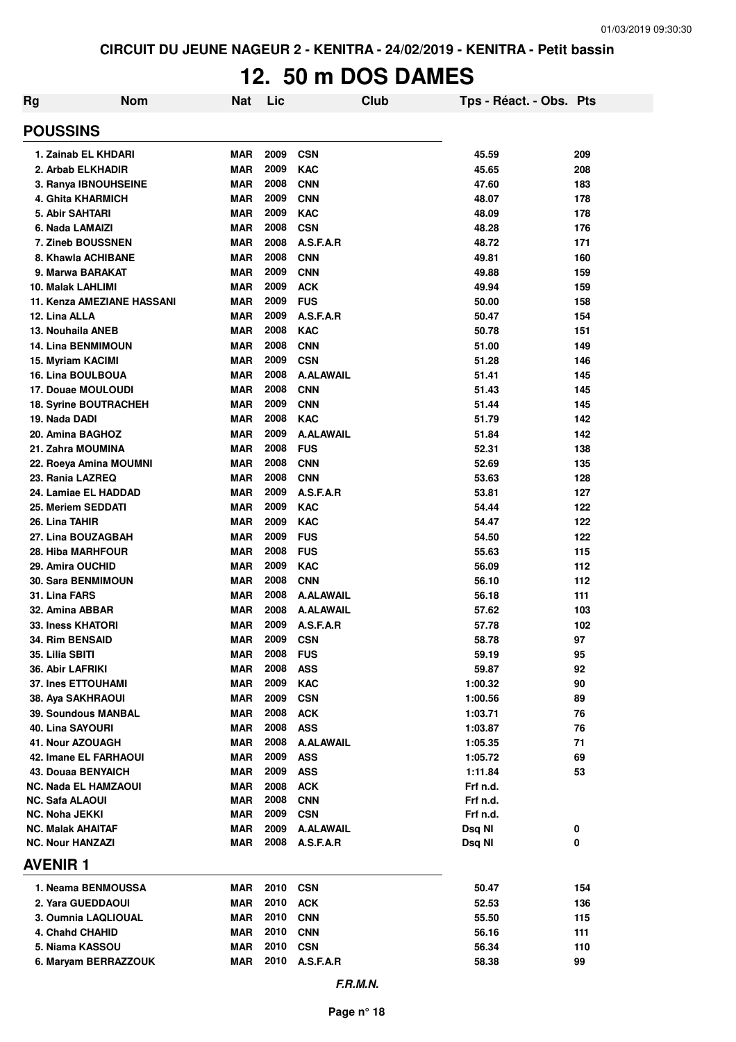CIRCUIT DU JEUNE NAGEUR 2 - KENITRA - 24/02/2019 - KENITRA - Petit bassin

# 12. 50 m DOS DAMES

| Rg | Nom | Nat | Lic | Club | Tps - Réact. - Obs. | Pts |
|---|---|---|---|---|---|---|
| **POUSSINS** | | | | | | |
| 1. | Zainab EL KHDARI | MAR | 2009 | CSN | 45.59 | 209 |
| 2. | Arbab ELKHADIR | MAR | 2009 | KAC | 45.65 | 208 |
| 3. | Ranya IBNOUHSEINE | MAR | 2008 | CNN | 47.60 | 183 |
| 4. | Ghita KHARMICH | MAR | 2009 | CNN | 48.07 | 178 |
| 5. | Abir SAHTARI | MAR | 2009 | KAC | 48.09 | 178 |
| 6. | Nada LAMAIZI | MAR | 2008 | CSN | 48.28 | 176 |
| 7. | Zineb BOUSSNEN | MAR | 2008 | A.S.F.A.R | 48.72 | 171 |
| 8. | Khawla ACHIBANE | MAR | 2008 | CNN | 49.81 | 160 |
| 9. | Marwa BARAKAT | MAR | 2009 | CNN | 49.88 | 159 |
| 10. | Malak LAHLIMI | MAR | 2009 | ACK | 49.94 | 159 |
| 11. | Kenza AMEZIANE HASSANI | MAR | 2009 | FUS | 50.00 | 158 |
| 12. | Lina ALLA | MAR | 2009 | A.S.F.A.R | 50.47 | 154 |
| 13. | Nouhaila ANEB | MAR | 2008 | KAC | 50.78 | 151 |
| 14. | Lina BENMIMOUN | MAR | 2008 | CNN | 51.00 | 149 |
| 15. | Myriam KACIMI | MAR | 2009 | CSN | 51.28 | 146 |
| 16. | Lina BOULBOUA | MAR | 2008 | A.ALAWAIL | 51.41 | 145 |
| 17. | Douae MOULOUDI | MAR | 2008 | CNN | 51.43 | 145 |
| 18. | Syrine BOUTRACHEH | MAR | 2009 | CNN | 51.44 | 145 |
| 19. | Nada DADI | MAR | 2008 | KAC | 51.79 | 142 |
| 20. | Amina BAGHOZ | MAR | 2009 | A.ALAWAIL | 51.84 | 142 |
| 21. | Zahra MOUMINA | MAR | 2008 | FUS | 52.31 | 138 |
| 22. | Roeya Amina MOUMNI | MAR | 2008 | CNN | 52.69 | 135 |
| 23. | Rania LAZREQ | MAR | 2008 | CNN | 53.63 | 128 |
| 24. | Lamiae EL HADDAD | MAR | 2009 | A.S.F.A.R | 53.81 | 127 |
| 25. | Meriem SEDDATI | MAR | 2009 | KAC | 54.44 | 122 |
| 26. | Lina TAHIR | MAR | 2009 | KAC | 54.47 | 122 |
| 27. | Lina BOUZAGBAH | MAR | 2009 | FUS | 54.50 | 122 |
| 28. | Hiba MARHFOUR | MAR | 2008 | FUS | 55.63 | 115 |
| 29. | Amira OUCHID | MAR | 2009 | KAC | 56.09 | 112 |
| 30. | Sara BENMIMOUN | MAR | 2008 | CNN | 56.10 | 112 |
| 31. | Lina FARS | MAR | 2008 | A.ALAWAIL | 56.18 | 111 |
| 32. | Amina ABBAR | MAR | 2008 | A.ALAWAIL | 57.62 | 103 |
| 33. | Iness KHATORI | MAR | 2009 | A.S.F.A.R | 57.78 | 102 |
| 34. | Rim BENSAID | MAR | 2009 | CSN | 58.78 | 97 |
| 35. | Lilia SBITI | MAR | 2008 | FUS | 59.19 | 95 |
| 36. | Abir LAFRIKI | MAR | 2008 | ASS | 59.87 | 92 |
| 37. | Ines ETTOUHAMI | MAR | 2009 | KAC | 1:00.32 | 90 |
| 38. | Aya SAKHRAOUI | MAR | 2009 | CSN | 1:00.56 | 89 |
| 39. | Soundous MANBAL | MAR | 2008 | ACK | 1:03.71 | 76 |
| 40. | Lina SAYOURI | MAR | 2008 | ASS | 1:03.87 | 76 |
| 41. | Nour AZOUAGH | MAR | 2008 | A.ALAWAIL | 1:05.35 | 71 |
| 42. | Imane EL FARHAOUI | MAR | 2009 | ASS | 1:05.72 | 69 |
| 43. | Douaa BENYAICH | MAR | 2009 | ASS | 1:11.84 | 53 |
| NC. | Nada EL HAMZAOUI | MAR | 2008 | ACK | Frf n.d. | |
| NC. | Safa ALAOUI | MAR | 2008 | CNN | Frf n.d. | |
| NC. | Noha JEKKI | MAR | 2009 | CSN | Frf n.d. | |
| NC. | Malak AHAITAF | MAR | 2009 | A.ALAWAIL | Dsq NI | 0 |
| NC. | Nour HANZAZI | MAR | 2008 | A.S.F.A.R | Dsq NI | 0 |
| **AVENIR 1** | | | | | | |
| 1. | Neama BENMOUSSA | MAR | 2010 | CSN | 50.47 | 154 |
| 2. | Yara GUEDDAOUI | MAR | 2010 | ACK | 52.53 | 136 |
| 3. | Oumnia LAQLIOUAL | MAR | 2010 | CNN | 55.50 | 115 |
| 4. | Chahd CHAHID | MAR | 2010 | CNN | 56.16 | 111 |
| 5. | Niama KASSOU | MAR | 2010 | CSN | 56.34 | 110 |
| 6. | Maryam BERRAZZOUK | MAR | 2010 | A.S.F.A.R | 58.38 | 99 |

*F.R.M.N.*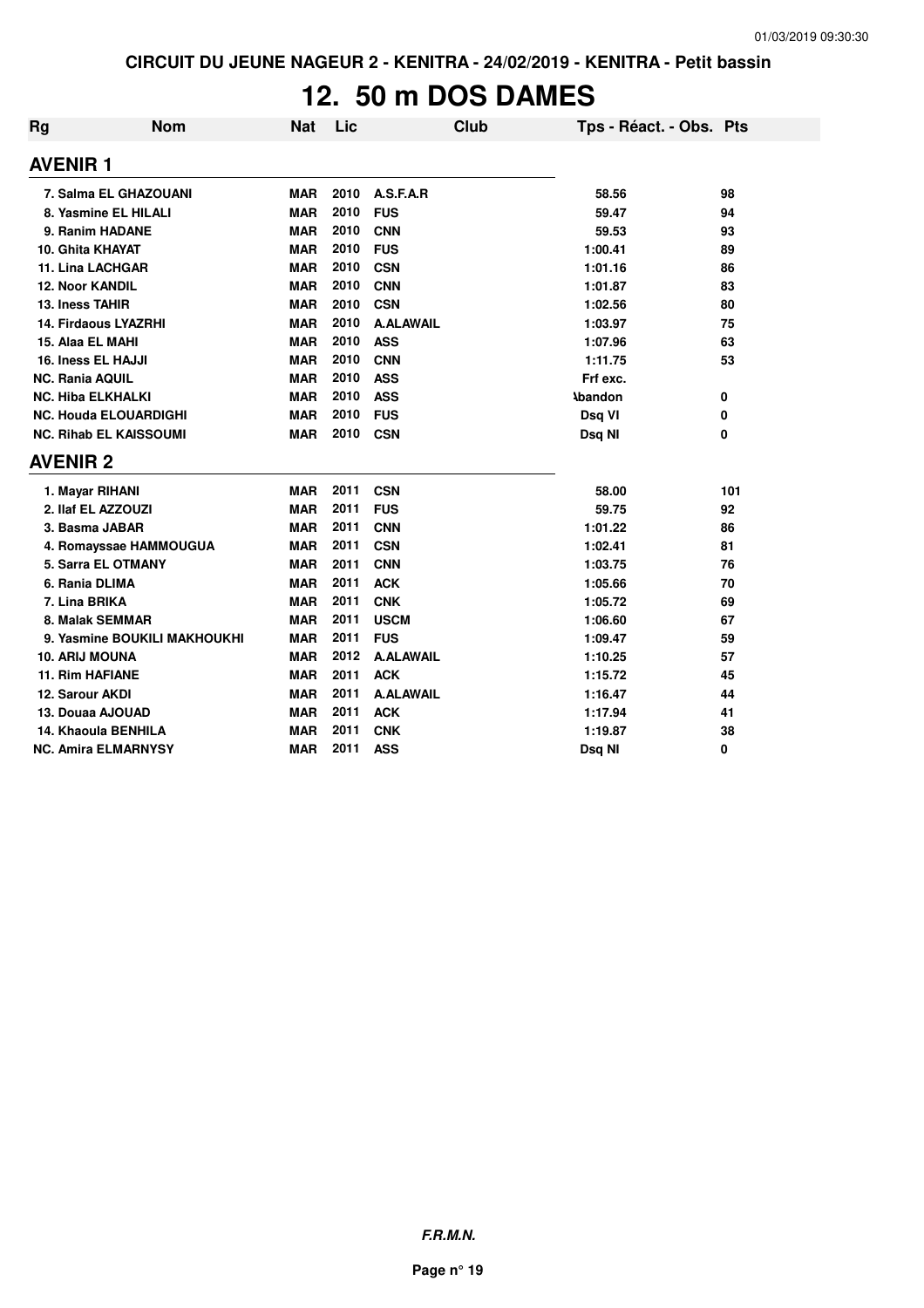CIRCUIT DU JEUNE NAGEUR 2 - KENITRA - 24/02/2019 - KENITRA - Petit bassin

# 12. 50 m DOS DAMES

| Rg | Nom | Nat | Lic | Club | Tps - Réact. - Obs. | Pts |
|---|---|---|---|---|---|---|
| **AVENIR 1** | | | | | | |
| 7. | Salma EL GHAZOUANI | MAR | 2010 | A.S.F.A.R | 58.56 | 98 |
| 8. | Yasmine EL HILALI | MAR | 2010 | FUS | 59.47 | 94 |
| 9. | Ranim HADANE | MAR | 2010 | CNN | 59.53 | 93 |
| 10. | Ghita KHAYAT | MAR | 2010 | FUS | 1:00.41 | 89 |
| 11. | Lina LACHGAR | MAR | 2010 | CSN | 1:01.16 | 86 |
| 12. | Noor KANDIL | MAR | 2010 | CNN | 1:01.87 | 83 |
| 13. | Iness TAHIR | MAR | 2010 | CSN | 1:02.56 | 80 |
| 14. | Firdaous LYAZRHI | MAR | 2010 | A.ALAWAIL | 1:03.97 | 75 |
| 15. | Alaa EL MAHI | MAR | 2010 | ASS | 1:07.96 | 63 |
| 16. | Iness EL HAJJI | MAR | 2010 | CNN | 1:11.75 | 53 |
| NC. | Rania AQUIL | MAR | 2010 | ASS | Frf exc. | |
| NC. | Hiba ELKHALKI | MAR | 2010 | ASS | Abandon | 0 |
| NC. | Houda ELOUARDIGHI | MAR | 2010 | FUS | Dsq VI | 0 |
| NC. | Rihab EL KAISSOUMI | MAR | 2010 | CSN | Dsq NI | 0 |
| **AVENIR 2** | | | | | | |
| 1. | Mayar RIHANI | MAR | 2011 | CSN | 58.00 | 101 |
| 2. | Ilaf EL AZZOUZI | MAR | 2011 | FUS | 59.75 | 92 |
| 3. | Basma JABAR | MAR | 2011 | CNN | 1:01.22 | 86 |
| 4. | Romayssae HAMMOUGUA | MAR | 2011 | CSN | 1:02.41 | 81 |
| 5. | Sarra EL OTMANY | MAR | 2011 | CNN | 1:03.75 | 76 |
| 6. | Rania DLIMA | MAR | 2011 | ACK | 1:05.66 | 70 |
| 7. | Lina BRIKA | MAR | 2011 | CNK | 1:05.72 | 69 |
| 8. | Malak SEMMAR | MAR | 2011 | USCM | 1:06.60 | 67 |
| 9. | Yasmine BOUKILI MAKHOUKHI | MAR | 2011 | FUS | 1:09.47 | 59 |
| 10. | ARIJ MOUNA | MAR | 2012 | A.ALAWAIL | 1:10.25 | 57 |
| 11. | Rim HAFIANE | MAR | 2011 | ACK | 1:15.72 | 45 |
| 12. | Sarour AKDI | MAR | 2011 | A.ALAWAIL | 1:16.47 | 44 |
| 13. | Douaa AJOUAD | MAR | 2011 | ACK | 1:17.94 | 41 |
| 14. | Khaoula BENHILA | MAR | 2011 | CNK | 1:19.87 | 38 |
| NC. | Amira ELMARNYSY | MAR | 2011 | ASS | Dsq NI | 0 |

*F.R.M.N.*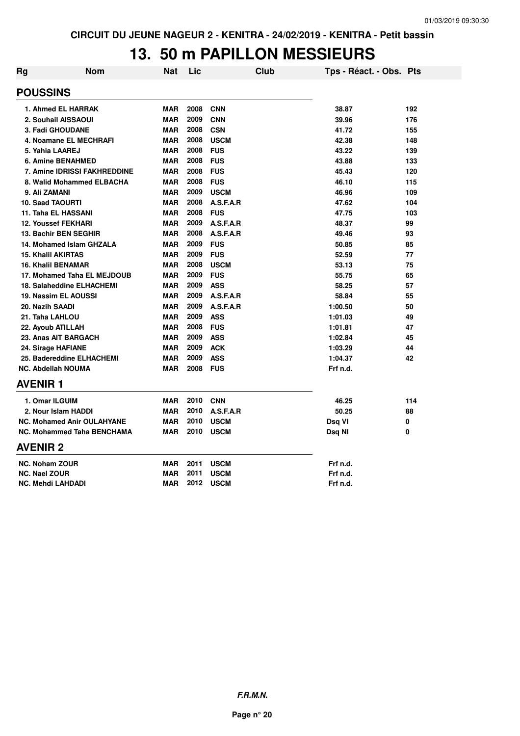**CIRCUIT DU JEUNE NAGEUR 2 - KENITRA - 24/02/2019 - KENITRA - Petit bassin**

# 13. 50 m PAPILLON MESSIEURS

| Rg | Nom | Nat | Lic | Club | Tps - Réact. - Obs. | Pts |
|---|---|---|---|---|---|---|
| **POUSSINS** | | | | | | |
| 1. | Ahmed EL HARRAK | MAR | 2008 | CNN | 38.87 | 192 |
| 2. | Souhail AISSAOUI | MAR | 2009 | CNN | 39.96 | 176 |
| 3. | Fadi GHOUDANE | MAR | 2008 | CSN | 41.72 | 155 |
| 4. | Noamane EL MECHRAFI | MAR | 2008 | USCM | 42.38 | 148 |
| 5. | Yahia LAAREJ | MAR | 2008 | FUS | 43.22 | 139 |
| 6. | Amine BENAHMED | MAR | 2008 | FUS | 43.88 | 133 |
| 7. | Amine IDRISSI FAKHREDDINE | MAR | 2008 | FUS | 45.43 | 120 |
| 8. | Walid Mohammed ELBACHA | MAR | 2008 | FUS | 46.10 | 115 |
| 9. | Ali ZAMANI | MAR | 2009 | USCM | 46.96 | 109 |
| 10. | Saad TAOURTI | MAR | 2008 | A.S.F.A.R | 47.62 | 104 |
| 11. | Taha EL HASSANI | MAR | 2008 | FUS | 47.75 | 103 |
| 12. | Youssef FEKHARI | MAR | 2009 | A.S.F.A.R | 48.37 | 99 |
| 13. | Bachir BEN SEGHIR | MAR | 2008 | A.S.F.A.R | 49.46 | 93 |
| 14. | Mohamed Islam GHZALA | MAR | 2009 | FUS | 50.85 | 85 |
| 15. | Khalil AKIRTAS | MAR | 2009 | FUS | 52.59 | 77 |
| 16. | Khalil BENAMAR | MAR | 2008 | USCM | 53.13 | 75 |
| 17. | Mohamed Taha EL MEJDOUB | MAR | 2009 | FUS | 55.75 | 65 |
| 18. | Salaheddine ELHACHEMI | MAR | 2009 | ASS | 58.25 | 57 |
| 19. | Nassim EL AOUSSI | MAR | 2009 | A.S.F.A.R | 58.84 | 55 |
| 20. | Nazih SAADI | MAR | 2009 | A.S.F.A.R | 1:00.50 | 50 |
| 21. | Taha LAHLOU | MAR | 2009 | ASS | 1:01.03 | 49 |
| 22. | Ayoub ATILLAH | MAR | 2008 | FUS | 1:01.81 | 47 |
| 23. | Anas AIT BARGACH | MAR | 2009 | ASS | 1:02.84 | 45 |
| 24. | Sirage HAFIANE | MAR | 2009 | ACK | 1:03.29 | 44 |
| 25. | Badereddine ELHACHEMI | MAR | 2009 | ASS | 1:04.37 | 42 |
| NC. | Abdellah NOUMA | MAR | 2008 | FUS | Frf n.d. | |
| **AVENIR 1** | | | | | | |
| 1. | Omar ILGUIM | MAR | 2010 | CNN | 46.25 | 114 |
| 2. | Nour Islam HADDI | MAR | 2010 | A.S.F.A.R | 50.25 | 88 |
| NC. | Mohamed Anir OULAHYANE | MAR | 2010 | USCM | Dsq VI | 0 |
| NC. | Mohammed Taha BENCHAMA | MAR | 2010 | USCM | Dsq NI | 0 |
| **AVENIR 2** | | | | | | |
| NC. | Noham ZOUR | MAR | 2011 | USCM | Frf n.d. | |
| NC. | Nael ZOUR | MAR | 2011 | USCM | Frf n.d. | |
| NC. | Mehdi LAHDADI | MAR | 2012 | USCM | Frf n.d. | |

***F.R.M.N.***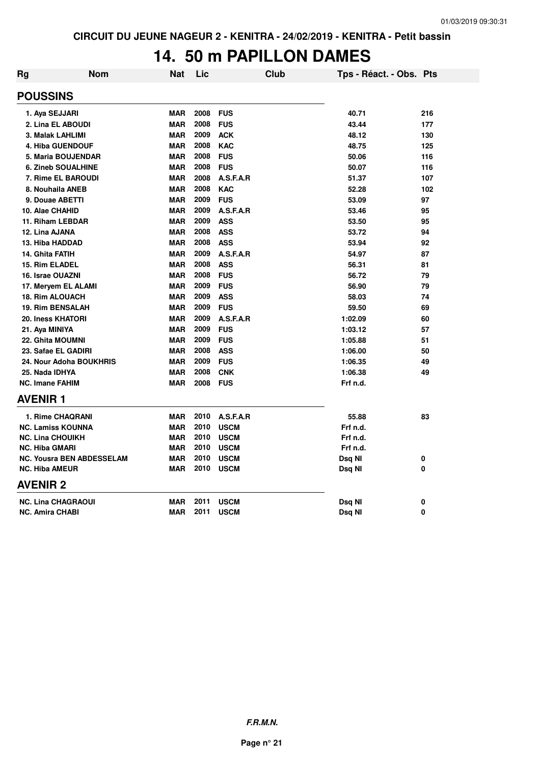CIRCUIT DU JEUNE NAGEUR 2 - KENITRA - 24/02/2019 - KENITRA - Petit bassin

# 14. 50 m PAPILLON DAMES

| Rg | Nom | Nat | Lic | Club | Tps - Réact. - Obs. | Pts |
|---|---|---|---|---|---|---|
| **POUSSINS** | | | | | | |
| 1. | Aya SEJJARI | MAR | 2008 | FUS | 40.71 | 216 |
| 2. | Lina EL ABOUDI | MAR | 2008 | FUS | 43.44 | 177 |
| 3. | Malak LAHLIMI | MAR | 2009 | ACK | 48.12 | 130 |
| 4. | Hiba GUENDOUF | MAR | 2008 | KAC | 48.75 | 125 |
| 5. | Maria BOUJENDAR | MAR | 2008 | FUS | 50.06 | 116 |
| 6. | Zineb SOUALHINE | MAR | 2008 | FUS | 50.07 | 116 |
| 7. | Rime EL BAROUDI | MAR | 2008 | A.S.F.A.R | 51.37 | 107 |
| 8. | Nouhaila ANEB | MAR | 2008 | KAC | 52.28 | 102 |
| 9. | Douae ABETTI | MAR | 2009 | FUS | 53.09 | 97 |
| 10. | Alae CHAHID | MAR | 2009 | A.S.F.A.R | 53.46 | 95 |
| 11. | Riham LEBDAR | MAR | 2009 | ASS | 53.50 | 95 |
| 12. | Lina AJANA | MAR | 2008 | ASS | 53.72 | 94 |
| 13. | Hiba HADDAD | MAR | 2008 | ASS | 53.94 | 92 |
| 14. | Ghita FATIH | MAR | 2009 | A.S.F.A.R | 54.97 | 87 |
| 15. | Rim ELADEL | MAR | 2008 | ASS | 56.31 | 81 |
| 16. | Israe OUAZNI | MAR | 2008 | FUS | 56.72 | 79 |
| 17. | Meryem EL ALAMI | MAR | 2009 | FUS | 56.90 | 79 |
| 18. | Rim ALOUACH | MAR | 2009 | ASS | 58.03 | 74 |
| 19. | Rim BENSALAH | MAR | 2009 | FUS | 59.50 | 69 |
| 20. | Iness KHATORI | MAR | 2009 | A.S.F.A.R | 1:02.09 | 60 |
| 21. | Aya MINIYA | MAR | 2009 | FUS | 1:03.12 | 57 |
| 22. | Ghita MOUMNI | MAR | 2009 | FUS | 1:05.88 | 51 |
| 23. | Safae EL GADIRI | MAR | 2008 | ASS | 1:06.00 | 50 |
| 24. | Nour Adoha BOUKHRIS | MAR | 2009 | FUS | 1:06.35 | 49 |
| 25. | Nada IDHYA | MAR | 2008 | CNK | 1:06.38 | 49 |
| NC. | Imane FAHIM | MAR | 2008 | FUS | Frf n.d. | |
| **AVENIR 1** | | | | | | |
| 1. | Rime CHAQRANI | MAR | 2010 | A.S.F.A.R | 55.88 | 83 |
| NC. | Lamiss KOUNNA | MAR | 2010 | USCM | Frf n.d. | |
| NC. | Lina CHOUIKH | MAR | 2010 | USCM | Frf n.d. | |
| NC. | Hiba GMARI | MAR | 2010 | USCM | Frf n.d. | |
| NC. | Yousra BEN ABDESSELAM | MAR | 2010 | USCM | Dsq NI | 0 |
| NC. | Hiba AMEUR | MAR | 2010 | USCM | Dsq NI | 0 |
| **AVENIR 2** | | | | | | |
| NC. | Lina CHAGRAOUI | MAR | 2011 | USCM | Dsq NI | 0 |
| NC. | Amira CHABI | MAR | 2011 | USCM | Dsq NI | 0 |

*F.R.M.N.*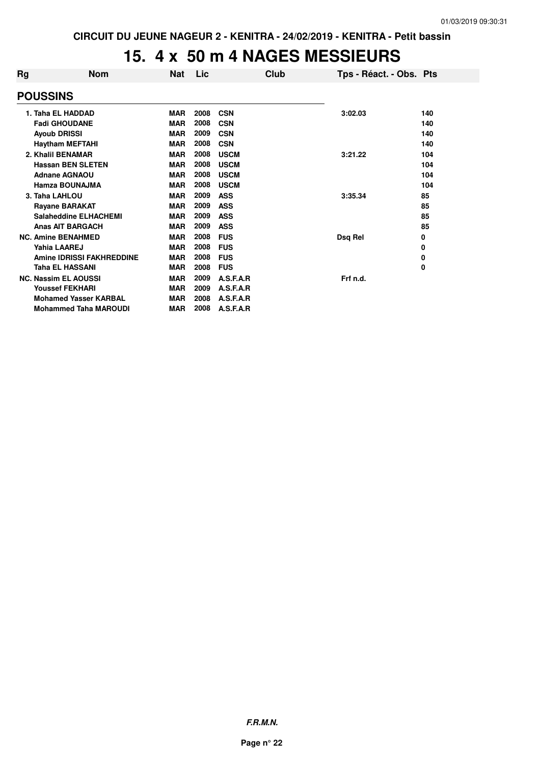CIRCUIT DU JEUNE NAGEUR 2 - KENITRA - 24/02/2019 - KENITRA - Petit bassin

# 15. 4 x 50 m 4 NAGES MESSIEURS

| Rg | Nom | Nat | Lic | Club | Tps - Réact. - Obs. | Pts |
|---|---|---|---|---|---|---|
| **POUSSINS** | | | | | | |
| 1. | Taha EL HADDAD | MAR | 2008 | CSN | 3:02.03 | 140 |
| | Fadi GHOUDANE | MAR | 2008 | CSN | | 140 |
| | Ayoub DRISSI | MAR | 2009 | CSN | | 140 |
| | Haytham MEFTAHI | MAR | 2008 | CSN | | 140 |
| 2. | Khalil BENAMAR | MAR | 2008 | USCM | 3:21.22 | 104 |
| | Hassan BEN SLETEN | MAR | 2008 | USCM | | 104 |
| | Adnane AGNAOU | MAR | 2008 | USCM | | 104 |
| | Hamza BOUNAJMA | MAR | 2008 | USCM | | 104 |
| 3. | Taha LAHLOU | MAR | 2009 | ASS | 3:35.34 | 85 |
| | Rayane BARAKAT | MAR | 2009 | ASS | | 85 |
| | Salaheddine ELHACHEMI | MAR | 2009 | ASS | | 85 |
| | Anas AIT BARGACH | MAR | 2009 | ASS | | 85 |
| NC. | Amine BENAHMED | MAR | 2008 | FUS | Dsq Rel | 0 |
| | Yahia LAAREJ | MAR | 2008 | FUS | | 0 |
| | Amine IDRISSI FAKHREDDINE | MAR | 2008 | FUS | | 0 |
| | Taha EL HASSANI | MAR | 2008 | FUS | | 0 |
| NC. | Nassim EL AOUSSI | MAR | 2009 | A.S.F.A.R | Frf n.d. | |
| | Youssef FEKHARI | MAR | 2009 | A.S.F.A.R | | |
| | Mohamed Yasser KARBAL | MAR | 2008 | A.S.F.A.R | | |
| | Mohammed Taha MAROUDI | MAR | 2008 | A.S.F.A.R | | |

*F.R.M.N.*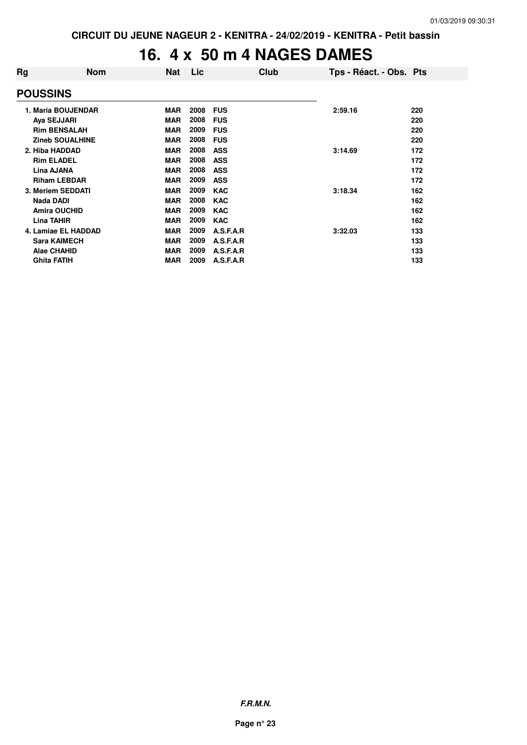CIRCUIT DU JEUNE NAGEUR 2 - KENITRA - 24/02/2019 - KENITRA - Petit bassin

# 16. 4 x 50 m 4 NAGES DAMES

| Rg | Nom | Nat | Lic | Club | Tps - Réact. - Obs. | Pts |
|---|---|---|---|---|---|---|
| **POUSSINS** | | | | | | |
| 1. | Maria BOUJENDAR | MAR | 2008 | FUS | 2:59.16 | 220 |
| | Aya SEJJARI | MAR | 2008 | FUS | | 220 |
| | Rim BENSALAH | MAR | 2009 | FUS | | 220 |
| | Zineb SOUALHINE | MAR | 2008 | FUS | | 220 |
| 2. | Hiba HADDAD | MAR | 2008 | ASS | 3:14.69 | 172 |
| | Rim ELADEL | MAR | 2008 | ASS | | 172 |
| | Lina AJANA | MAR | 2008 | ASS | | 172 |
| | Riham LEBDAR | MAR | 2009 | ASS | | 172 |
| 3. | Meriem SEDDATI | MAR | 2009 | KAC | 3:18.34 | 162 |
| | Nada DADI | MAR | 2008 | KAC | | 162 |
| | Amira OUCHID | MAR | 2009 | KAC | | 162 |
| | Lina TAHIR | MAR | 2009 | KAC | | 162 |
| 4. | Lamiae EL HADDAD | MAR | 2009 | A.S.F.A.R | 3:32.03 | 133 |
| | Sara KAIMECH | MAR | 2009 | A.S.F.A.R | | 133 |
| | Alae CHAHID | MAR | 2009 | A.S.F.A.R | | 133 |
| | Ghita FATIH | MAR | 2009 | A.S.F.A.R | | 133 |